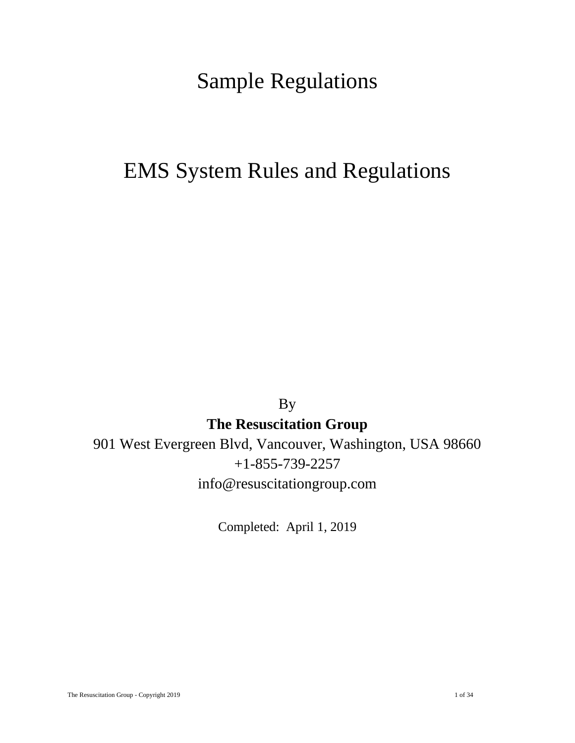# Sample Regulations

# EMS System Rules and Regulations

By

**The Resuscitation Group**

901 West Evergreen Blvd, Vancouver, Washington, USA 98660

+1-855-739-2257

info@resuscitationgroup.com

Completed: April 1, 2019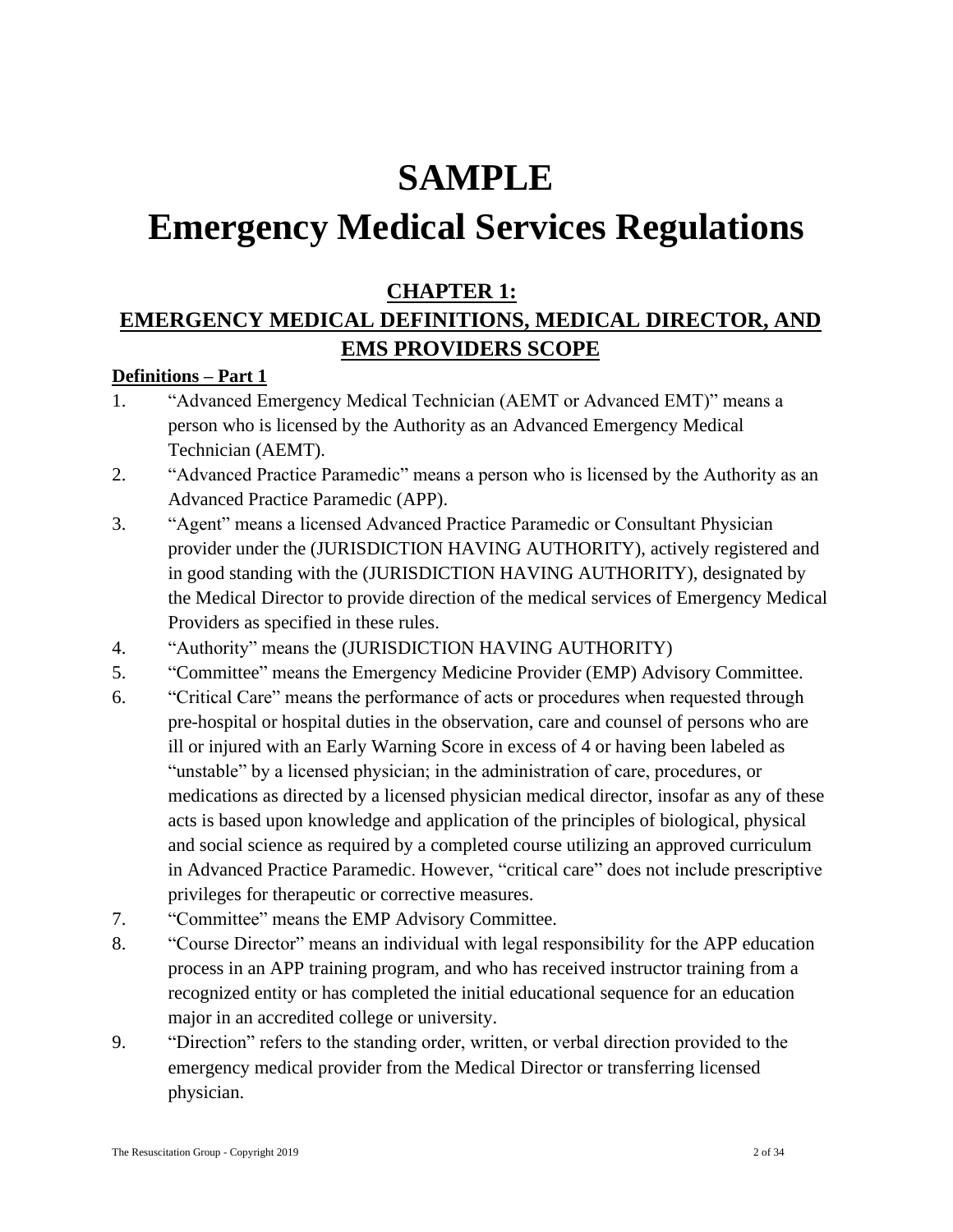# SAMPLE

# Emergency Medical Services Regulations

## CHAPTER 1: EMERGENCY MEDICAL DEFINITIONS, MEDICAL DIRECTOR, AND EMS PROVIDERS SCOPE

**Definitions – Part 1**

1. "Advanced Emergency Medical Technician (AEMT or Advanced EMT)" means a person who is licensed by the Authority as an Advanced Emergency Medical Technician (AEMT).
2. "Advanced Practice Paramedic" means a person who is licensed by the Authority as an Advanced Practice Paramedic (APP).
3. "Agent" means a licensed Advanced Practice Paramedic or Consultant Physician provider under the (JURISDICTION HAVING AUTHORITY), actively registered and in good standing with the (JURISDICTION HAVING AUTHORITY), designated by the Medical Director to provide direction of the medical services of Emergency Medical Providers as specified in these rules.
4. "Authority" means the (JURISDICTION HAVING AUTHORITY)
5. "Committee" means the Emergency Medicine Provider (EMP) Advisory Committee.
6. "Critical Care" means the performance of acts or procedures when requested through pre-hospital or hospital duties in the observation, care and counsel of persons who are ill or injured with an Early Warning Score in excess of 4 or having been labeled as "unstable" by a licensed physician; in the administration of care, procedures, or medications as directed by a licensed physician medical director, insofar as any of these acts is based upon knowledge and application of the principles of biological, physical and social science as required by a completed course utilizing an approved curriculum in Advanced Practice Paramedic. However, "critical care" does not include prescriptive privileges for therapeutic or corrective measures.
7. "Committee" means the EMP Advisory Committee.
8. "Course Director" means an individual with legal responsibility for the APP education process in an APP training program, and who has received instructor training from a recognized entity or has completed the initial educational sequence for an education major in an accredited college or university.
9. "Direction" refers to the standing order, written, or verbal direction provided to the emergency medical provider from the Medical Director or transferring licensed physician.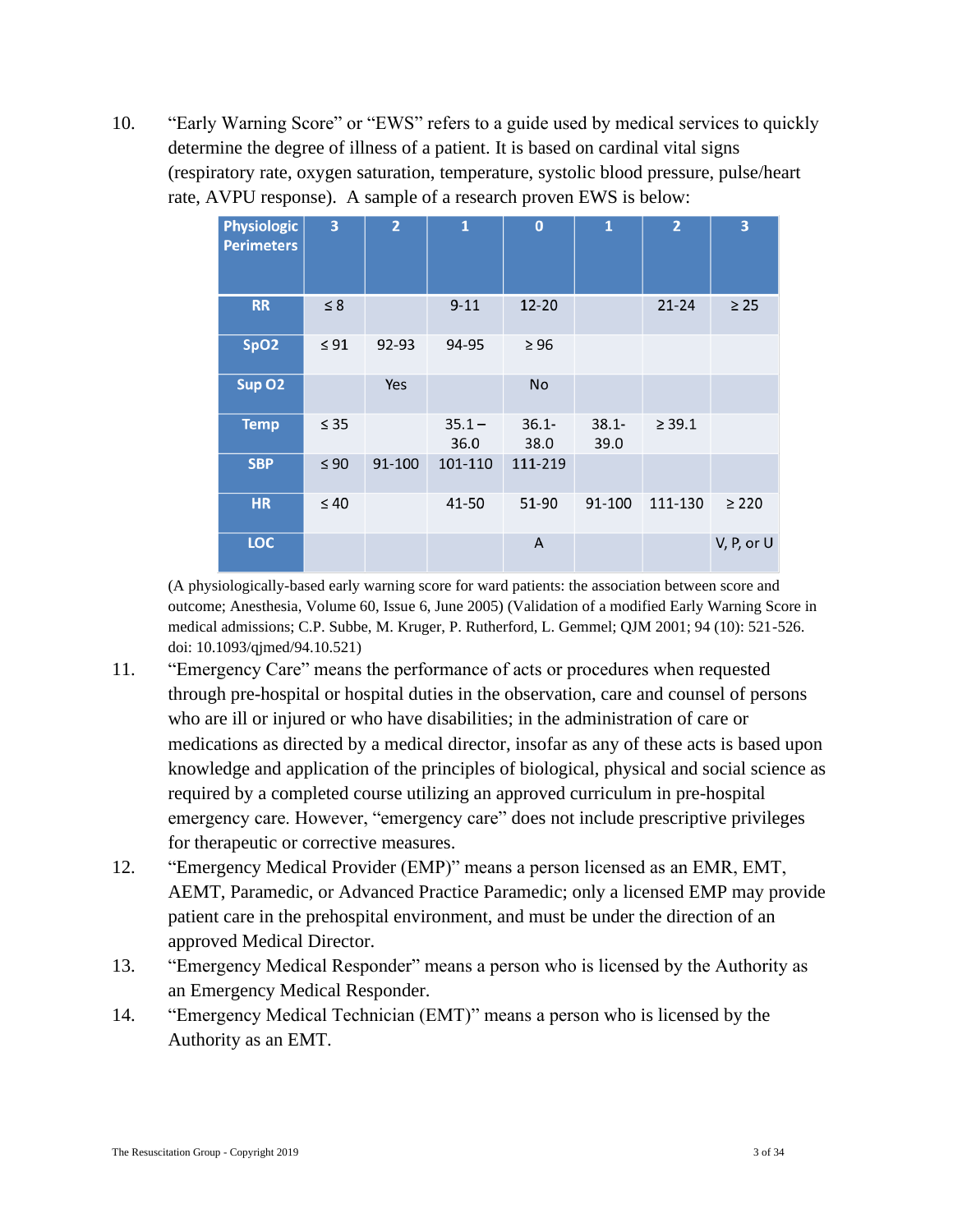10. "Early Warning Score" or "EWS" refers to a guide used by medical services to quickly determine the degree of illness of a patient. It is based on cardinal vital signs (respiratory rate, oxygen saturation, temperature, systolic blood pressure, pulse/heart rate, AVPU response). A sample of a research proven EWS is below:

| Physiologic Perimeters | 3 | 2 | 1 | 0 | 1 | 2 | 3 |
|---|---|---|---|---|---|---|---|
| RR | ≤ 8 | | 9-11 | 12-20 | | 21-24 | ≥ 25 |
| SpO2 | ≤ 91 | 92-93 | 94-95 | ≥ 96 | | | |
| Sup O2 | | Yes | | No | | | |
| Temp | ≤ 35 | | 35.1 – 36.0 | 36.1- 38.0 | 38.1- 39.0 | ≥ 39.1 | |
| SBP | ≤ 90 | 91-100 | 101-110 | 111-219 | | | |
| HR | ≤ 40 | | 41-50 | 51-90 | 91-100 | 111-130 | ≥ 220 |
| LOC | | | | A | | | V, P, or U |

(A physiologically-based early warning score for ward patients: the association between score and outcome; Anesthesia, Volume 60, Issue 6, June 2005) (Validation of a modified Early Warning Score in medical admissions; C.P. Subbe, M. Kruger, P. Rutherford, L. Gemmel; QJM 2001; 94 (10): 521-526. doi: 10.1093/qjmed/94.10.521)

11. "Emergency Care" means the performance of acts or procedures when requested through pre-hospital or hospital duties in the observation, care and counsel of persons who are ill or injured or who have disabilities; in the administration of care or medications as directed by a medical director, insofar as any of these acts is based upon knowledge and application of the principles of biological, physical and social science as required by a completed course utilizing an approved curriculum in pre-hospital emergency care. However, "emergency care" does not include prescriptive privileges for therapeutic or corrective measures.

12. "Emergency Medical Provider (EMP)" means a person licensed as an EMR, EMT, AEMT, Paramedic, or Advanced Practice Paramedic; only a licensed EMP may provide patient care in the prehospital environment, and must be under the direction of an approved Medical Director.

13. "Emergency Medical Responder" means a person who is licensed by the Authority as an Emergency Medical Responder.

14. "Emergency Medical Technician (EMT)" means a person who is licensed by the Authority as an EMT.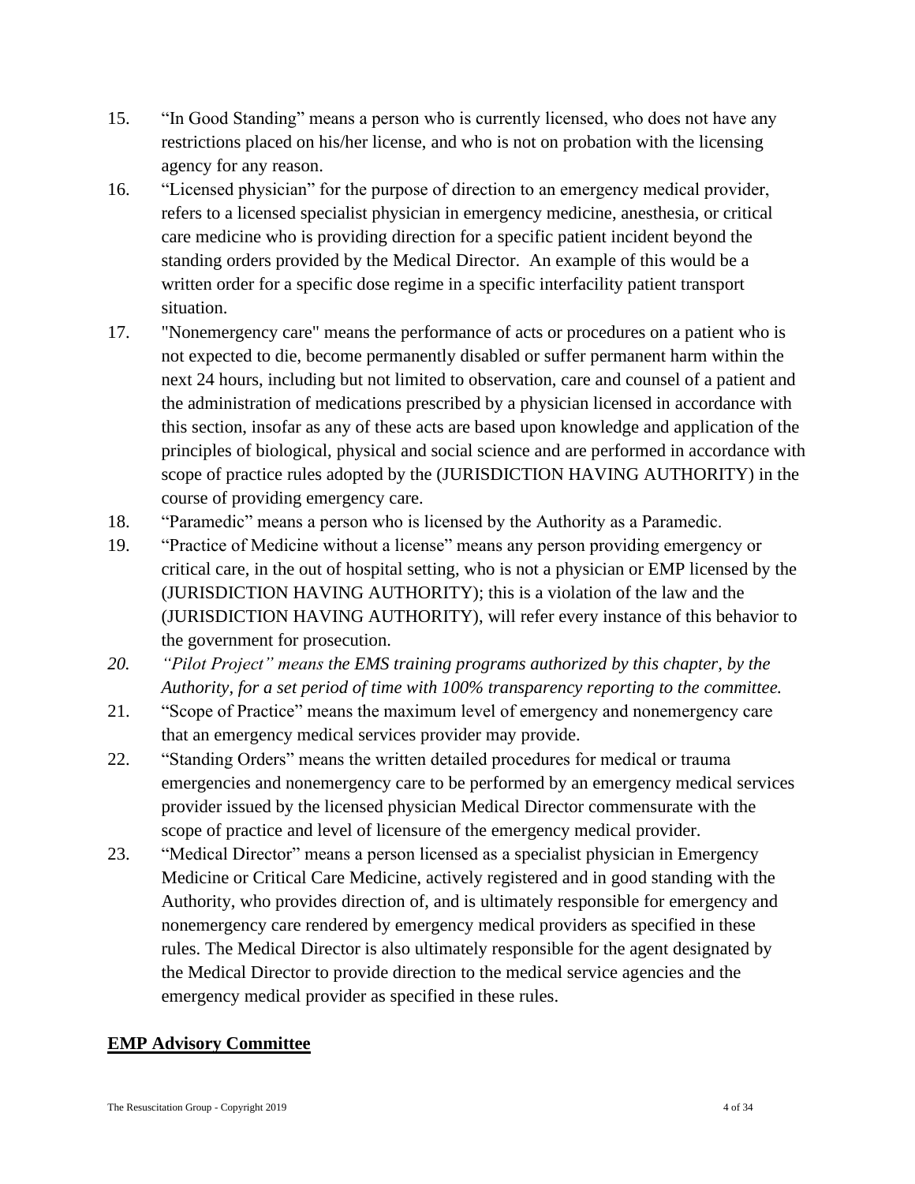15. "In Good Standing" means a person who is currently licensed, who does not have any restrictions placed on his/her license, and who is not on probation with the licensing agency for any reason.
16. "Licensed physician" for the purpose of direction to an emergency medical provider, refers to a licensed specialist physician in emergency medicine, anesthesia, or critical care medicine who is providing direction for a specific patient incident beyond the standing orders provided by the Medical Director. An example of this would be a written order for a specific dose regime in a specific interfacility patient transport situation.
17. "Nonemergency care" means the performance of acts or procedures on a patient who is not expected to die, become permanently disabled or suffer permanent harm within the next 24 hours, including but not limited to observation, care and counsel of a patient and the administration of medications prescribed by a physician licensed in accordance with this section, insofar as any of these acts are based upon knowledge and application of the principles of biological, physical and social science and are performed in accordance with scope of practice rules adopted by the (JURISDICTION HAVING AUTHORITY) in the course of providing emergency care.
18. "Paramedic" means a person who is licensed by the Authority as a Paramedic.
19. "Practice of Medicine without a license" means any person providing emergency or critical care, in the out of hospital setting, who is not a physician or EMP licensed by the (JURISDICTION HAVING AUTHORITY); this is a violation of the law and the (JURISDICTION HAVING AUTHORITY), will refer every instance of this behavior to the government for prosecution.
20. *"Pilot Project" means the EMS training programs authorized by this chapter, by the Authority, for a set period of time with 100% transparency reporting to the committee.*
21. "Scope of Practice" means the maximum level of emergency and nonemergency care that an emergency medical services provider may provide.
22. "Standing Orders" means the written detailed procedures for medical or trauma emergencies and nonemergency care to be performed by an emergency medical services provider issued by the licensed physician Medical Director commensurate with the scope of practice and level of licensure of the emergency medical provider.
23. "Medical Director" means a person licensed as a specialist physician in Emergency Medicine or Critical Care Medicine, actively registered and in good standing with the Authority, who provides direction of, and is ultimately responsible for emergency and nonemergency care rendered by emergency medical providers as specified in these rules. The Medical Director is also ultimately responsible for the agent designated by the Medical Director to provide direction to the medical service agencies and the emergency medical provider as specified in these rules.

## **EMP Advisory Committee**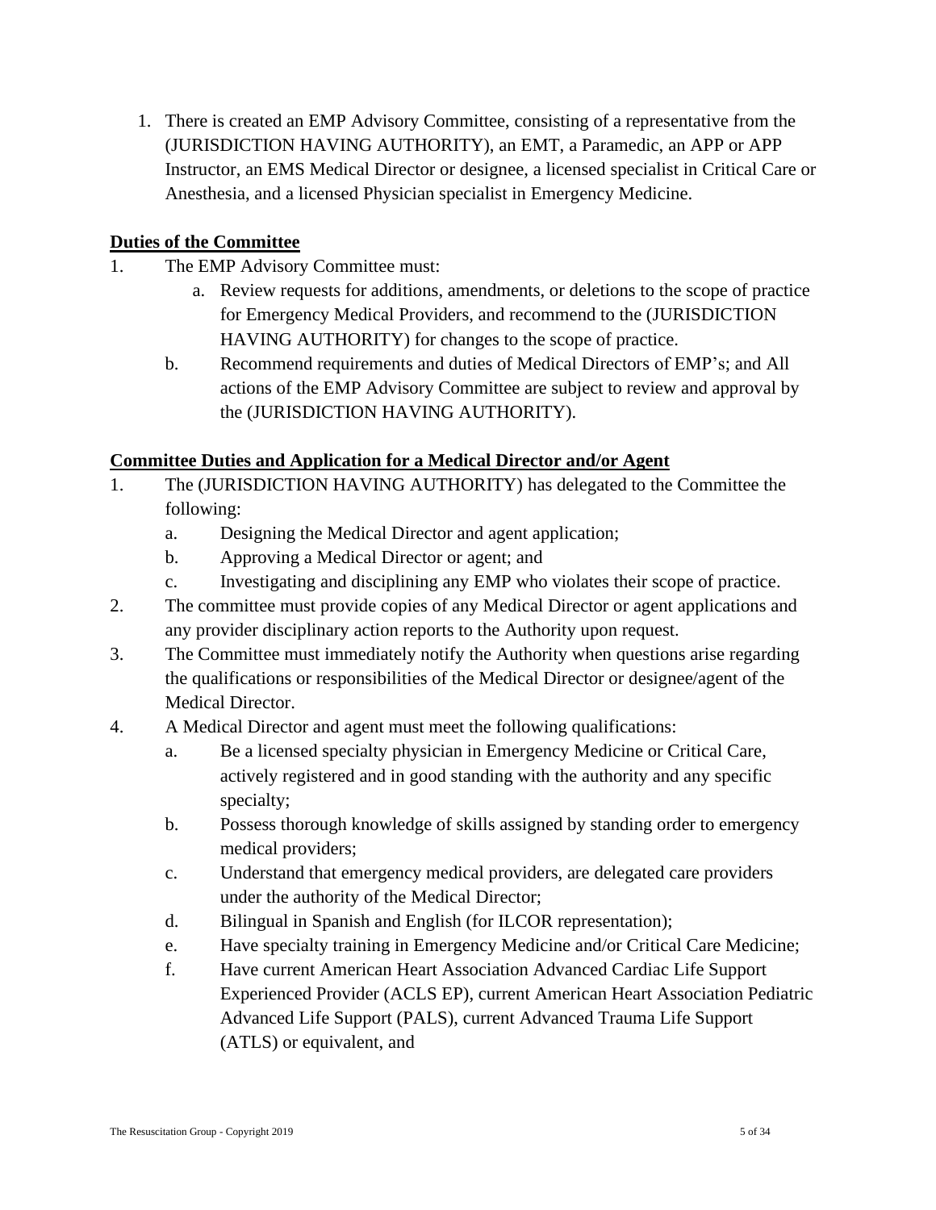1. There is created an EMP Advisory Committee, consisting of a representative from the (JURISDICTION HAVING AUTHORITY), an EMT, a Paramedic, an APP or APP Instructor, an EMS Medical Director or designee, a licensed specialist in Critical Care or Anesthesia, and a licensed Physician specialist in Emergency Medicine.

**Duties of the Committee**

1. The EMP Advisory Committee must:
   a. Review requests for additions, amendments, or deletions to the scope of practice for Emergency Medical Providers, and recommend to the (JURISDICTION HAVING AUTHORITY) for changes to the scope of practice.
   b. Recommend requirements and duties of Medical Directors of EMP's; and All actions of the EMP Advisory Committee are subject to review and approval by the (JURISDICTION HAVING AUTHORITY).

**Committee Duties and Application for a Medical Director and/or Agent**

1. The (JURISDICTION HAVING AUTHORITY) has delegated to the Committee the following:
   a. Designing the Medical Director and agent application;
   b. Approving a Medical Director or agent; and
   c. Investigating and disciplining any EMP who violates their scope of practice.
2. The committee must provide copies of any Medical Director or agent applications and any provider disciplinary action reports to the Authority upon request.
3. The Committee must immediately notify the Authority when questions arise regarding the qualifications or responsibilities of the Medical Director or designee/agent of the Medical Director.
4. A Medical Director and agent must meet the following qualifications:
   a. Be a licensed specialty physician in Emergency Medicine or Critical Care, actively registered and in good standing with the authority and any specific specialty;
   b. Possess thorough knowledge of skills assigned by standing order to emergency medical providers;
   c. Understand that emergency medical providers, are delegated care providers under the authority of the Medical Director;
   d. Bilingual in Spanish and English (for ILCOR representation);
   e. Have specialty training in Emergency Medicine and/or Critical Care Medicine;
   f. Have current American Heart Association Advanced Cardiac Life Support Experienced Provider (ACLS EP), current American Heart Association Pediatric Advanced Life Support (PALS), current Advanced Trauma Life Support (ATLS) or equivalent, and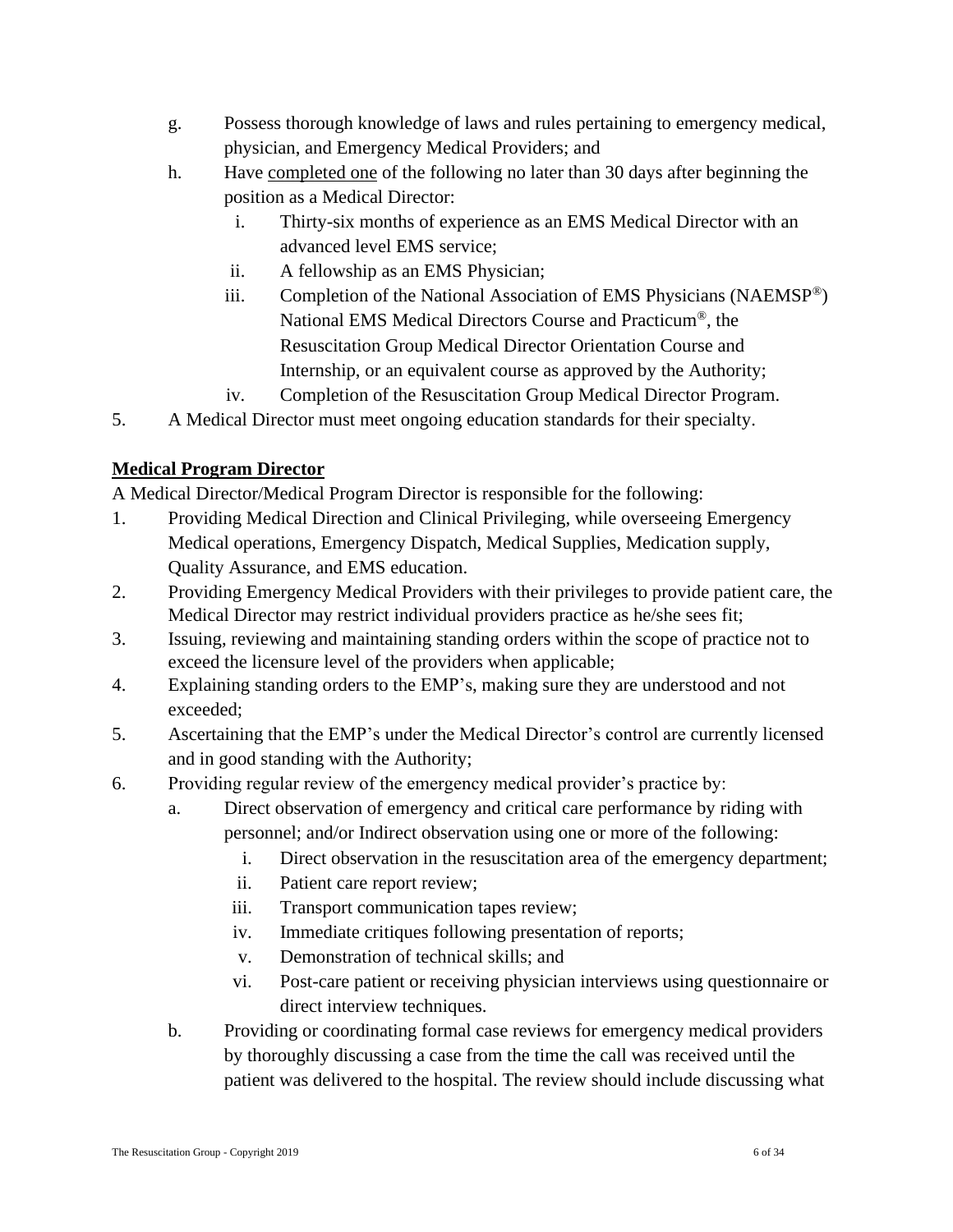g. Possess thorough knowledge of laws and rules pertaining to emergency medical, physician, and Emergency Medical Providers; and

h. Have <u>completed one</u> of the following no later than 30 days after beginning the position as a Medical Director:

   i. Thirty-six months of experience as an EMS Medical Director with an advanced level EMS service;

   ii. A fellowship as an EMS Physician;

   iii. Completion of the National Association of EMS Physicians (NAEMSP®) National EMS Medical Directors Course and Practicum®, the Resuscitation Group Medical Director Orientation Course and Internship, or an equivalent course as approved by the Authority;

   iv. Completion of the Resuscitation Group Medical Director Program.

5. A Medical Director must meet ongoing education standards for their specialty.

**<u>Medical Program Director</u>**

A Medical Director/Medical Program Director is responsible for the following:

1. Providing Medical Direction and Clinical Privileging, while overseeing Emergency Medical operations, Emergency Dispatch, Medical Supplies, Medication supply, Quality Assurance, and EMS education.
2. Providing Emergency Medical Providers with their privileges to provide patient care, the Medical Director may restrict individual providers practice as he/she sees fit;
3. Issuing, reviewing and maintaining standing orders within the scope of practice not to exceed the licensure level of the providers when applicable;
4. Explaining standing orders to the EMP's, making sure they are understood and not exceeded;
5. Ascertaining that the EMP's under the Medical Director's control are currently licensed and in good standing with the Authority;
6. Providing regular review of the emergency medical provider's practice by:
   a. Direct observation of emergency and critical care performance by riding with personnel; and/or Indirect observation using one or more of the following:
      i. Direct observation in the resuscitation area of the emergency department;
      ii. Patient care report review;
      iii. Transport communication tapes review;
      iv. Immediate critiques following presentation of reports;
      v. Demonstration of technical skills; and
      vi. Post-care patient or receiving physician interviews using questionnaire or direct interview techniques.
   b. Providing or coordinating formal case reviews for emergency medical providers by thoroughly discussing a case from the time the call was received until the patient was delivered to the hospital. The review should include discussing what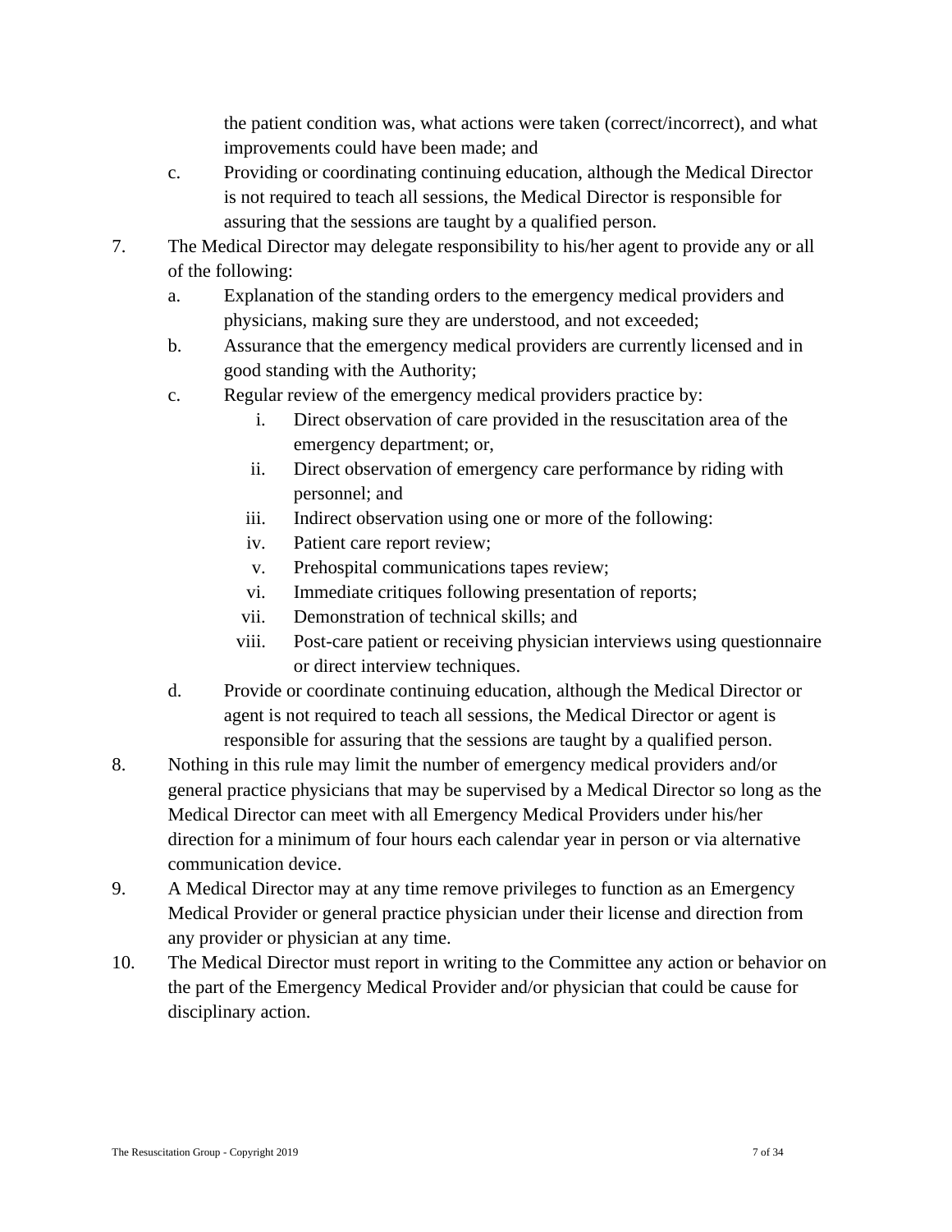the patient condition was, what actions were taken (correct/incorrect), and what improvements could have been made; and

   c. Providing or coordinating continuing education, although the Medical Director is not required to teach all sessions, the Medical Director is responsible for assuring that the sessions are taught by a qualified person.

7. The Medical Director may delegate responsibility to his/her agent to provide any or all of the following:
   a. Explanation of the standing orders to the emergency medical providers and physicians, making sure they are understood, and not exceeded;
   b. Assurance that the emergency medical providers are currently licensed and in good standing with the Authority;
   c. Regular review of the emergency medical providers practice by:
      i. Direct observation of care provided in the resuscitation area of the emergency department; or,
      ii. Direct observation of emergency care performance by riding with personnel; and
      iii. Indirect observation using one or more of the following:
      iv. Patient care report review;
      v. Prehospital communications tapes review;
      vi. Immediate critiques following presentation of reports;
      vii. Demonstration of technical skills; and
      viii. Post-care patient or receiving physician interviews using questionnaire or direct interview techniques.
   d. Provide or coordinate continuing education, although the Medical Director or agent is not required to teach all sessions, the Medical Director or agent is responsible for assuring that the sessions are taught by a qualified person.
8. Nothing in this rule may limit the number of emergency medical providers and/or general practice physicians that may be supervised by a Medical Director so long as the Medical Director can meet with all Emergency Medical Providers under his/her direction for a minimum of four hours each calendar year in person or via alternative communication device.
9. A Medical Director may at any time remove privileges to function as an Emergency Medical Provider or general practice physician under their license and direction from any provider or physician at any time.
10. The Medical Director must report in writing to the Committee any action or behavior on the part of the Emergency Medical Provider and/or physician that could be cause for disciplinary action.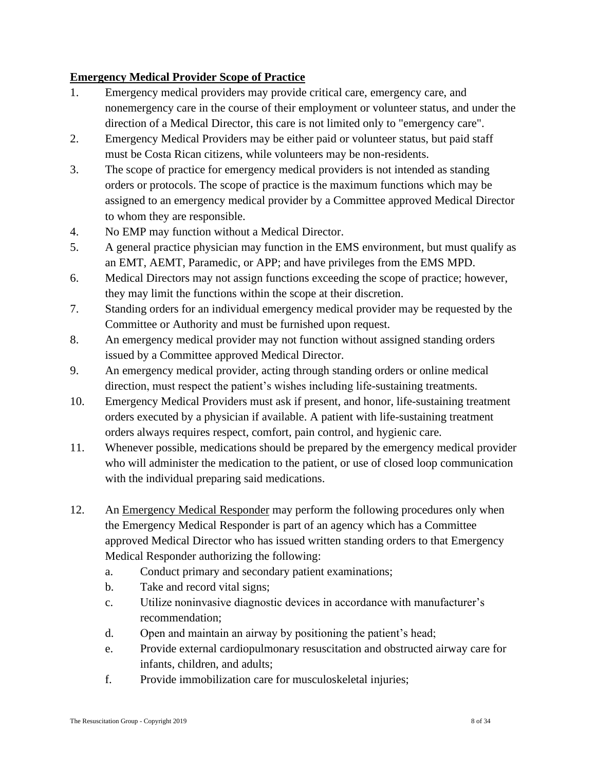## Emergency Medical Provider Scope of Practice

1. Emergency medical providers may provide critical care, emergency care, and nonemergency care in the course of their employment or volunteer status, and under the direction of a Medical Director, this care is not limited only to "emergency care".
2. Emergency Medical Providers may be either paid or volunteer status, but paid staff must be Costa Rican citizens, while volunteers may be non-residents.
3. The scope of practice for emergency medical providers is not intended as standing orders or protocols. The scope of practice is the maximum functions which may be assigned to an emergency medical provider by a Committee approved Medical Director to whom they are responsible.
4. No EMP may function without a Medical Director.
5. A general practice physician may function in the EMS environment, but must qualify as an EMT, AEMT, Paramedic, or APP; and have privileges from the EMS MPD.
6. Medical Directors may not assign functions exceeding the scope of practice; however, they may limit the functions within the scope at their discretion.
7. Standing orders for an individual emergency medical provider may be requested by the Committee or Authority and must be furnished upon request.
8. An emergency medical provider may not function without assigned standing orders issued by a Committee approved Medical Director.
9. An emergency medical provider, acting through standing orders or online medical direction, must respect the patient's wishes including life-sustaining treatments.
10. Emergency Medical Providers must ask if present, and honor, life-sustaining treatment orders executed by a physician if available. A patient with life-sustaining treatment orders always requires respect, comfort, pain control, and hygienic care.
11. Whenever possible, medications should be prepared by the emergency medical provider who will administer the medication to the patient, or use of closed loop communication with the individual preparing said medications.

12. An Emergency Medical Responder may perform the following procedures only when the Emergency Medical Responder is part of an agency which has a Committee approved Medical Director who has issued written standing orders to that Emergency Medical Responder authorizing the following:
    a. Conduct primary and secondary patient examinations;
    b. Take and record vital signs;
    c. Utilize noninvasive diagnostic devices in accordance with manufacturer's recommendation;
    d. Open and maintain an airway by positioning the patient's head;
    e. Provide external cardiopulmonary resuscitation and obstructed airway care for infants, children, and adults;
    f. Provide immobilization care for musculoskeletal injuries;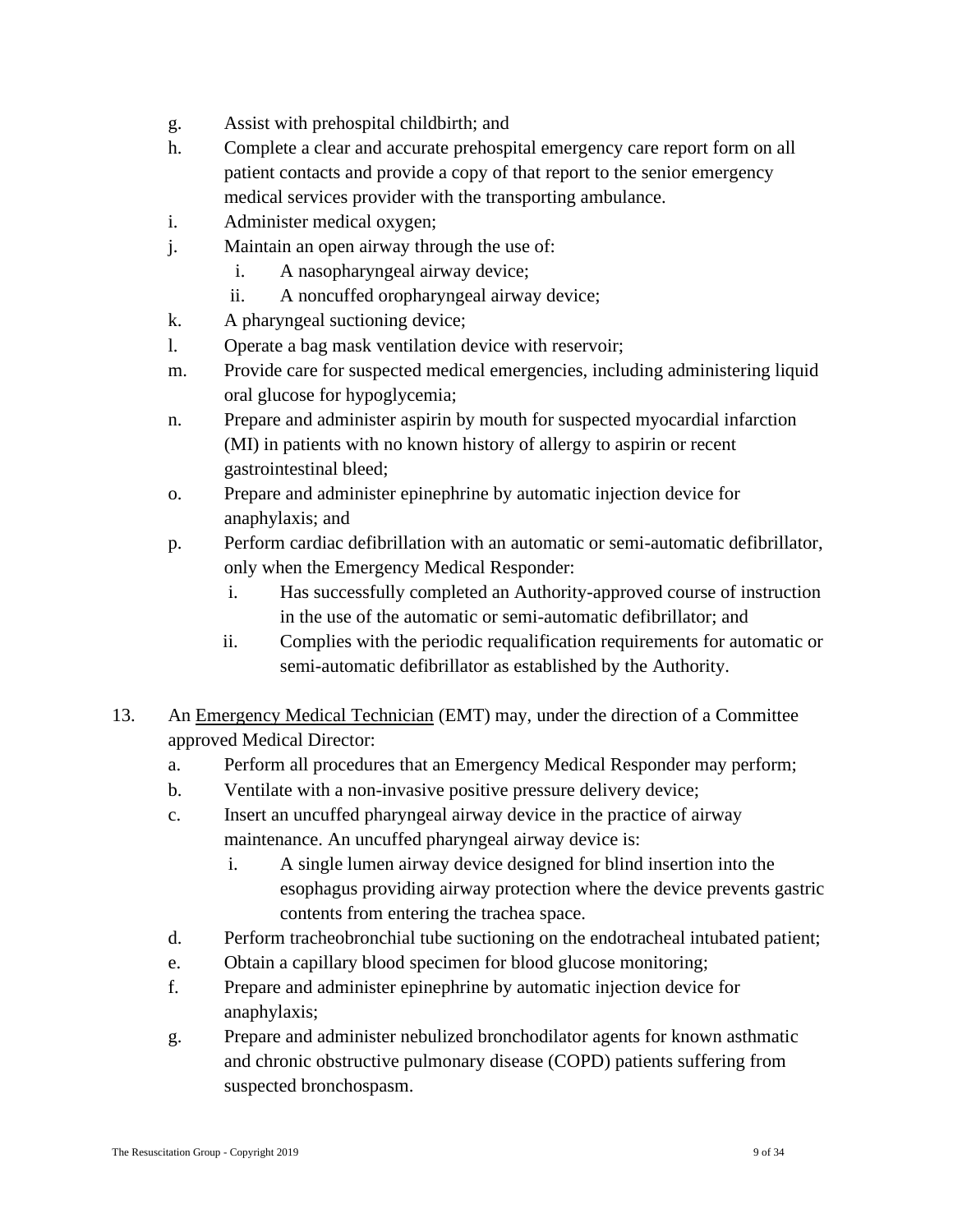g. Assist with prehospital childbirth; and

h. Complete a clear and accurate prehospital emergency care report form on all patient contacts and provide a copy of that report to the senior emergency medical services provider with the transporting ambulance.

i. Administer medical oxygen;

j. Maintain an open airway through the use of:
   - i. A nasopharyngeal airway device;
   - ii. A noncuffed oropharyngeal airway device;

k. A pharyngeal suctioning device;

l. Operate a bag mask ventilation device with reservoir;

m. Provide care for suspected medical emergencies, including administering liquid oral glucose for hypoglycemia;

n. Prepare and administer aspirin by mouth for suspected myocardial infarction (MI) in patients with no known history of allergy to aspirin or recent gastrointestinal bleed;

o. Prepare and administer epinephrine by automatic injection device for anaphylaxis; and

p. Perform cardiac defibrillation with an automatic or semi-automatic defibrillator, only when the Emergency Medical Responder:
   - i. Has successfully completed an Authority-approved course of instruction in the use of the automatic or semi-automatic defibrillator; and
   - ii. Complies with the periodic requalification requirements for automatic or semi-automatic defibrillator as established by the Authority.

13. An <u>Emergency Medical Technician</u> (EMT) may, under the direction of a Committee approved Medical Director:

    a. Perform all procedures that an Emergency Medical Responder may perform;

    b. Ventilate with a non-invasive positive pressure delivery device;

    c. Insert an uncuffed pharyngeal airway device in the practice of airway maintenance. An uncuffed pharyngeal airway device is:
       - i. A single lumen airway device designed for blind insertion into the esophagus providing airway protection where the device prevents gastric contents from entering the trachea space.

    d. Perform tracheobronchial tube suctioning on the endotracheal intubated patient;

    e. Obtain a capillary blood specimen for blood glucose monitoring;

    f. Prepare and administer epinephrine by automatic injection device for anaphylaxis;

    g. Prepare and administer nebulized bronchodilator agents for known asthmatic and chronic obstructive pulmonary disease (COPD) patients suffering from suspected bronchospasm.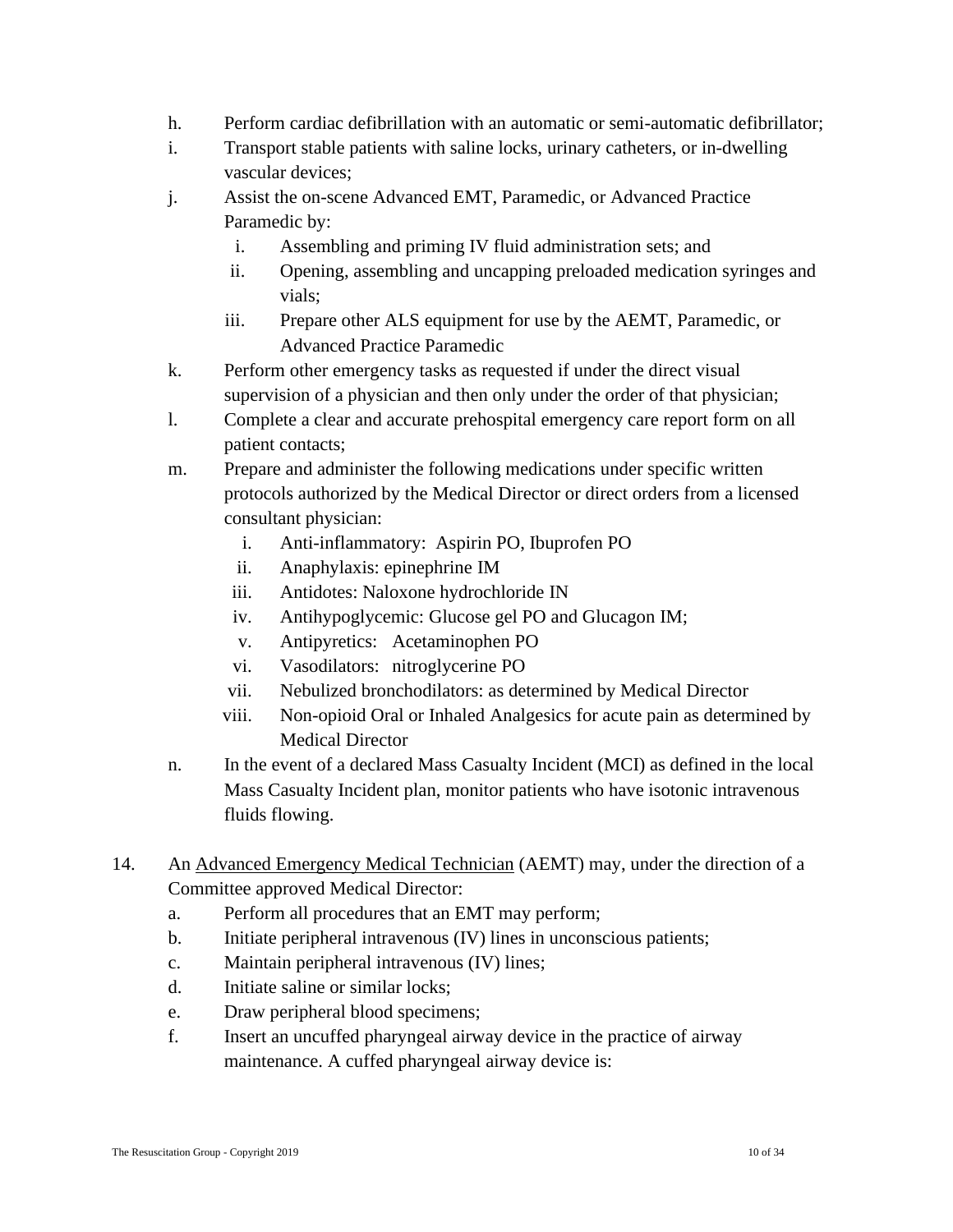h. Perform cardiac defibrillation with an automatic or semi-automatic defibrillator;

i. Transport stable patients with saline locks, urinary catheters, or in-dwelling vascular devices;

j. Assist the on-scene Advanced EMT, Paramedic, or Advanced Practice Paramedic by:
   - i. Assembling and priming IV fluid administration sets; and
   - ii. Opening, assembling and uncapping preloaded medication syringes and vials;
   - iii. Prepare other ALS equipment for use by the AEMT, Paramedic, or Advanced Practice Paramedic

k. Perform other emergency tasks as requested if under the direct visual supervision of a physician and then only under the order of that physician;

l. Complete a clear and accurate prehospital emergency care report form on all patient contacts;

m. Prepare and administer the following medications under specific written protocols authorized by the Medical Director or direct orders from a licensed consultant physician:
   - i. Anti-inflammatory: Aspirin PO, Ibuprofen PO
   - ii. Anaphylaxis: epinephrine IM
   - iii. Antidotes: Naloxone hydrochloride IN
   - iv. Antihypoglycemic: Glucose gel PO and Glucagon IM;
   - v. Antipyretics: Acetaminophen PO
   - vi. Vasodilators: nitroglycerine PO
   - vii. Nebulized bronchodilators: as determined by Medical Director
   - viii. Non-opioid Oral or Inhaled Analgesics for acute pain as determined by Medical Director

n. In the event of a declared Mass Casualty Incident (MCI) as defined in the local Mass Casualty Incident plan, monitor patients who have isotonic intravenous fluids flowing.

14. An <u>Advanced Emergency Medical Technician</u> (AEMT) may, under the direction of a Committee approved Medical Director:

a. Perform all procedures that an EMT may perform;

b. Initiate peripheral intravenous (IV) lines in unconscious patients;

c. Maintain peripheral intravenous (IV) lines;

d. Initiate saline or similar locks;

e. Draw peripheral blood specimens;

f. Insert an uncuffed pharyngeal airway device in the practice of airway maintenance. A cuffed pharyngeal airway device is: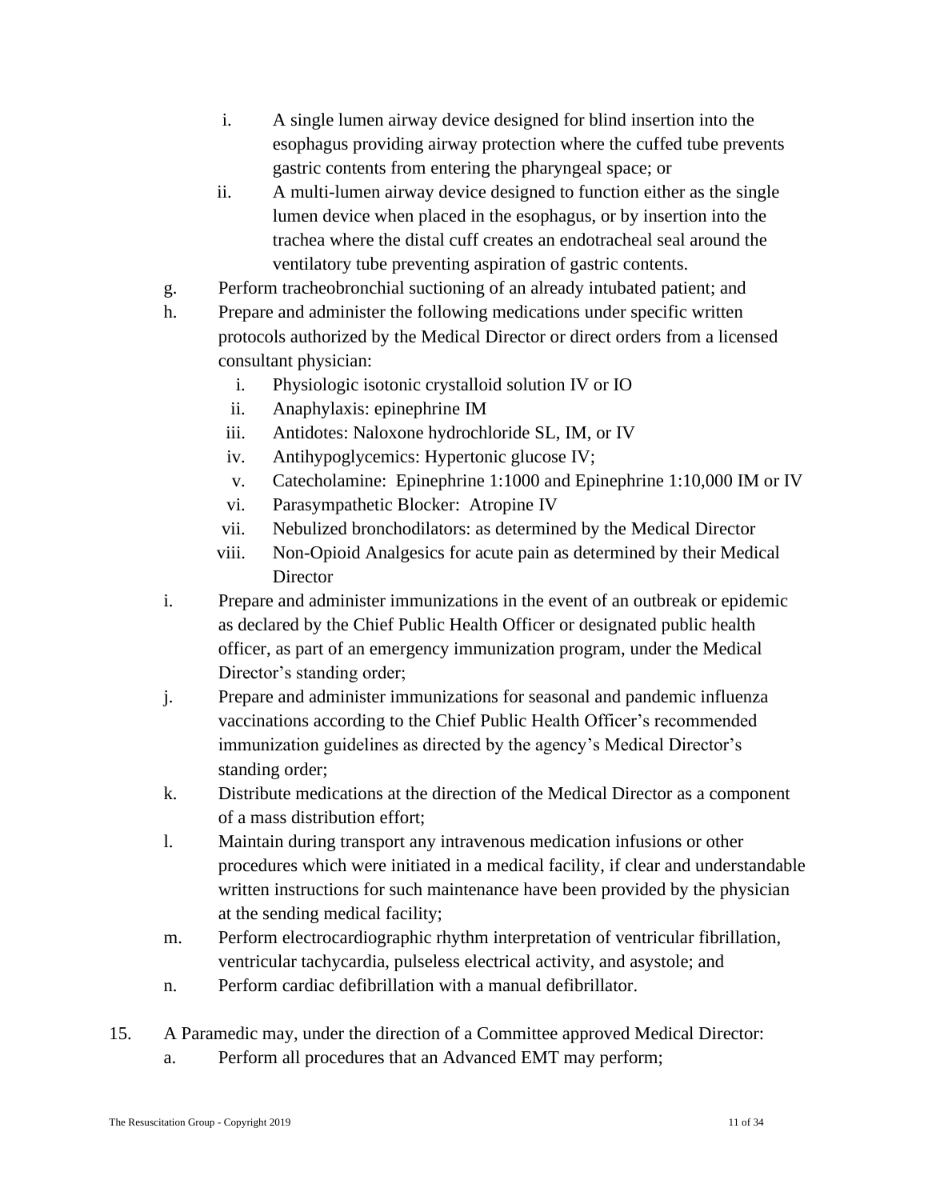i. A single lumen airway device designed for blind insertion into the esophagus providing airway protection where the cuffed tube prevents gastric contents from entering the pharyngeal space; or
   ii. A multi-lumen airway device designed to function either as the single lumen device when placed in the esophagus, or by insertion into the trachea where the distal cuff creates an endotracheal seal around the ventilatory tube preventing aspiration of gastric contents.

g. Perform tracheobronchial suctioning of an already intubated patient; and
h. Prepare and administer the following medications under specific written protocols authorized by the Medical Director or direct orders from a licensed consultant physician:
   i. Physiologic isotonic crystalloid solution IV or IO
   ii. Anaphylaxis: epinephrine IM
   iii. Antidotes: Naloxone hydrochloride SL, IM, or IV
   iv. Antihypoglycemics: Hypertonic glucose IV;
   v. Catecholamine: Epinephrine 1:1000 and Epinephrine 1:10,000 IM or IV
   vi. Parasympathetic Blocker: Atropine IV
   vii. Nebulized bronchodilators: as determined by the Medical Director
   viii. Non-Opioid Analgesics for acute pain as determined by their Medical Director
i. Prepare and administer immunizations in the event of an outbreak or epidemic as declared by the Chief Public Health Officer or designated public health officer, as part of an emergency immunization program, under the Medical Director's standing order;
j. Prepare and administer immunizations for seasonal and pandemic influenza vaccinations according to the Chief Public Health Officer's recommended immunization guidelines as directed by the agency's Medical Director's standing order;
k. Distribute medications at the direction of the Medical Director as a component of a mass distribution effort;
l. Maintain during transport any intravenous medication infusions or other procedures which were initiated in a medical facility, if clear and understandable written instructions for such maintenance have been provided by the physician at the sending medical facility;
m. Perform electrocardiographic rhythm interpretation of ventricular fibrillation, ventricular tachycardia, pulseless electrical activity, and asystole; and
n. Perform cardiac defibrillation with a manual defibrillator.

15. A Paramedic may, under the direction of a Committee approved Medical Director:
   a. Perform all procedures that an Advanced EMT may perform;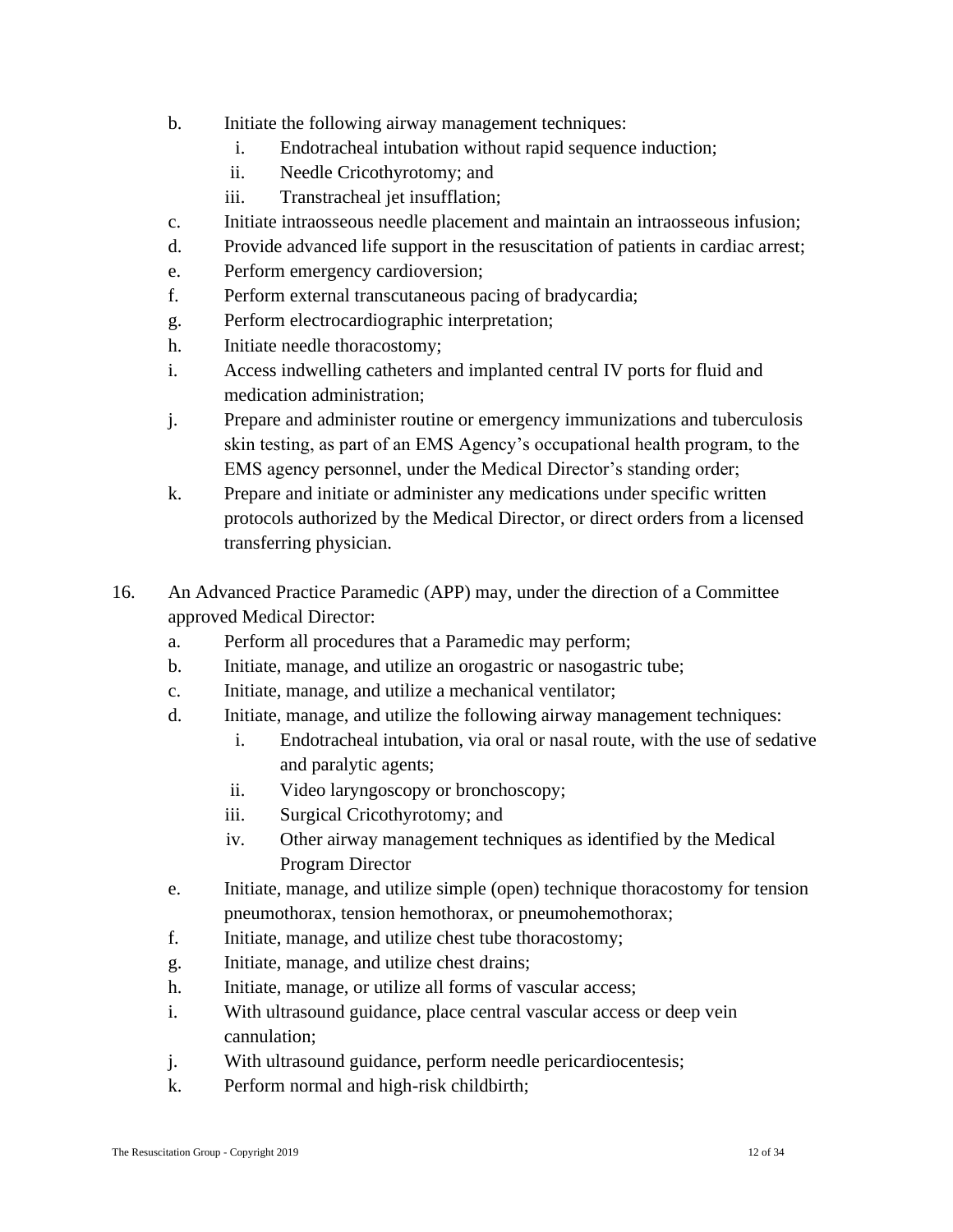b. Initiate the following airway management techniques:
   i. Endotracheal intubation without rapid sequence induction;
   ii. Needle Cricothyrotomy; and
   iii. Transtracheal jet insufflation;
c. Initiate intraosseous needle placement and maintain an intraosseous infusion;
d. Provide advanced life support in the resuscitation of patients in cardiac arrest;
e. Perform emergency cardioversion;
f. Perform external transcutaneous pacing of bradycardia;
g. Perform electrocardiographic interpretation;
h. Initiate needle thoracostomy;
i. Access indwelling catheters and implanted central IV ports for fluid and medication administration;
j. Prepare and administer routine or emergency immunizations and tuberculosis skin testing, as part of an EMS Agency's occupational health program, to the EMS agency personnel, under the Medical Director's standing order;
k. Prepare and initiate or administer any medications under specific written protocols authorized by the Medical Director, or direct orders from a licensed transferring physician.

16. An Advanced Practice Paramedic (APP) may, under the direction of a Committee approved Medical Director:
    a. Perform all procedures that a Paramedic may perform;
    b. Initiate, manage, and utilize an orogastric or nasogastric tube;
    c. Initiate, manage, and utilize a mechanical ventilator;
    d. Initiate, manage, and utilize the following airway management techniques:
       i. Endotracheal intubation, via oral or nasal route, with the use of sedative and paralytic agents;
       ii. Video laryngoscopy or bronchoscopy;
       iii. Surgical Cricothyrotomy; and
       iv. Other airway management techniques as identified by the Medical Program Director
    e. Initiate, manage, and utilize simple (open) technique thoracostomy for tension pneumothorax, tension hemothorax, or pneumohemothorax;
    f. Initiate, manage, and utilize chest tube thoracostomy;
    g. Initiate, manage, and utilize chest drains;
    h. Initiate, manage, or utilize all forms of vascular access;
    i. With ultrasound guidance, place central vascular access or deep vein cannulation;
    j. With ultrasound guidance, perform needle pericardiocentesis;
    k. Perform normal and high-risk childbirth;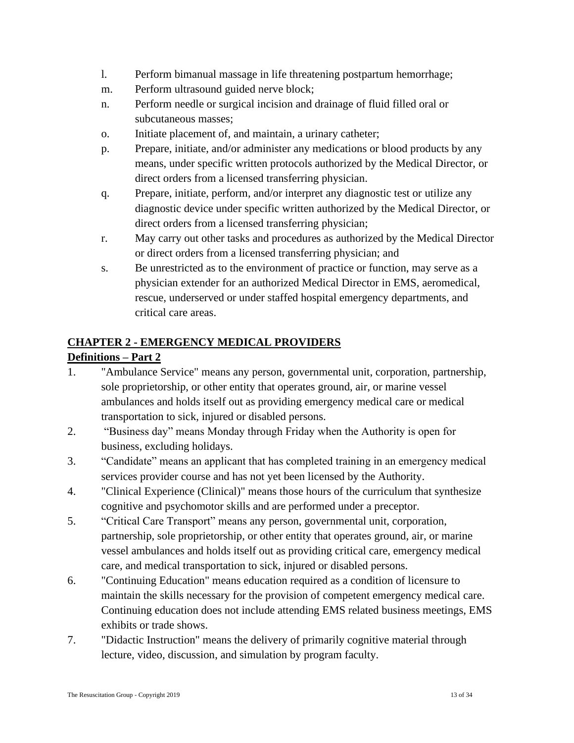l. Perform bimanual massage in life threatening postpartum hemorrhage;

m. Perform ultrasound guided nerve block;

n. Perform needle or surgical incision and drainage of fluid filled oral or subcutaneous masses;

o. Initiate placement of, and maintain, a urinary catheter;

p. Prepare, initiate, and/or administer any medications or blood products by any means, under specific written protocols authorized by the Medical Director, or direct orders from a licensed transferring physician.

q. Prepare, initiate, perform, and/or interpret any diagnostic test or utilize any diagnostic device under specific written authorized by the Medical Director, or direct orders from a licensed transferring physician;

r. May carry out other tasks and procedures as authorized by the Medical Director or direct orders from a licensed transferring physician; and

s. Be unrestricted as to the environment of practice or function, may serve as a physician extender for an authorized Medical Director in EMS, aeromedical, rescue, underserved or under staffed hospital emergency departments, and critical care areas.

## CHAPTER 2 - EMERGENCY MEDICAL PROVIDERS

### Definitions – Part 2

1. "Ambulance Service" means any person, governmental unit, corporation, partnership, sole proprietorship, or other entity that operates ground, air, or marine vessel ambulances and holds itself out as providing emergency medical care or medical transportation to sick, injured or disabled persons.
2. "Business day" means Monday through Friday when the Authority is open for business, excluding holidays.
3. "Candidate" means an applicant that has completed training in an emergency medical services provider course and has not yet been licensed by the Authority.
4. "Clinical Experience (Clinical)" means those hours of the curriculum that synthesize cognitive and psychomotor skills and are performed under a preceptor.
5. "Critical Care Transport" means any person, governmental unit, corporation, partnership, sole proprietorship, or other entity that operates ground, air, or marine vessel ambulances and holds itself out as providing critical care, emergency medical care, and medical transportation to sick, injured or disabled persons.
6. "Continuing Education" means education required as a condition of licensure to maintain the skills necessary for the provision of competent emergency medical care. Continuing education does not include attending EMS related business meetings, EMS exhibits or trade shows.
7. "Didactic Instruction" means the delivery of primarily cognitive material through lecture, video, discussion, and simulation by program faculty.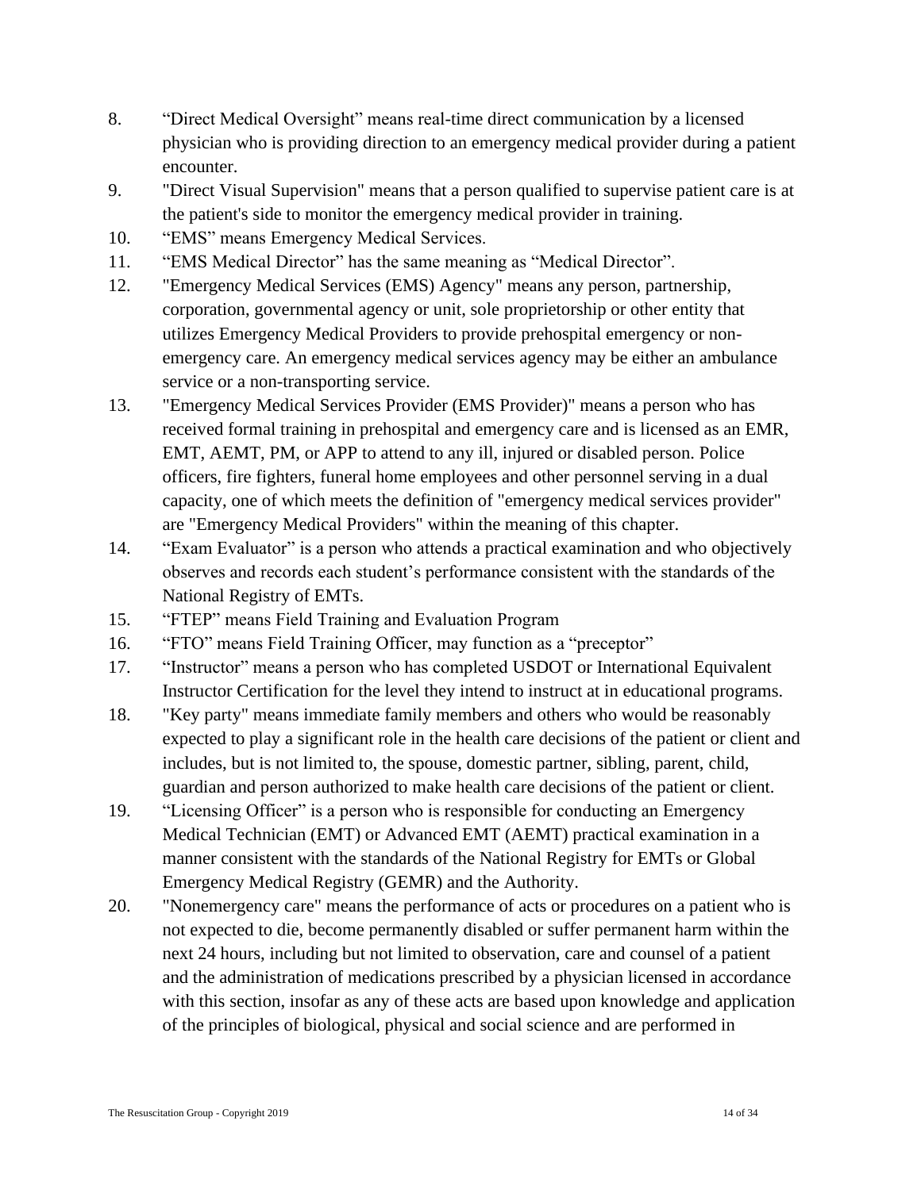8. “Direct Medical Oversight” means real-time direct communication by a licensed physician who is providing direction to an emergency medical provider during a patient encounter.
9. "Direct Visual Supervision" means that a person qualified to supervise patient care is at the patient's side to monitor the emergency medical provider in training.
10. “EMS” means Emergency Medical Services.
11. “EMS Medical Director” has the same meaning as “Medical Director”.
12. "Emergency Medical Services (EMS) Agency" means any person, partnership, corporation, governmental agency or unit, sole proprietorship or other entity that utilizes Emergency Medical Providers to provide prehospital emergency or non-emergency care. An emergency medical services agency may be either an ambulance service or a non-transporting service.
13. "Emergency Medical Services Provider (EMS Provider)" means a person who has received formal training in prehospital and emergency care and is licensed as an EMR, EMT, AEMT, PM, or APP to attend to any ill, injured or disabled person. Police officers, fire fighters, funeral home employees and other personnel serving in a dual capacity, one of which meets the definition of "emergency medical services provider" are "Emergency Medical Providers" within the meaning of this chapter.
14. “Exam Evaluator” is a person who attends a practical examination and who objectively observes and records each student’s performance consistent with the standards of the National Registry of EMTs.
15. “FTEP” means Field Training and Evaluation Program
16. “FTO” means Field Training Officer, may function as a “preceptor”
17. “Instructor” means a person who has completed USDOT or International Equivalent Instructor Certification for the level they intend to instruct at in educational programs.
18. "Key party" means immediate family members and others who would be reasonably expected to play a significant role in the health care decisions of the patient or client and includes, but is not limited to, the spouse, domestic partner, sibling, parent, child, guardian and person authorized to make health care decisions of the patient or client.
19. “Licensing Officer” is a person who is responsible for conducting an Emergency Medical Technician (EMT) or Advanced EMT (AEMT) practical examination in a manner consistent with the standards of the National Registry for EMTs or Global Emergency Medical Registry (GEMR) and the Authority.
20. "Nonemergency care" means the performance of acts or procedures on a patient who is not expected to die, become permanently disabled or suffer permanent harm within the next 24 hours, including but not limited to observation, care and counsel of a patient and the administration of medications prescribed by a physician licensed in accordance with this section, insofar as any of these acts are based upon knowledge and application of the principles of biological, physical and social science and are performed in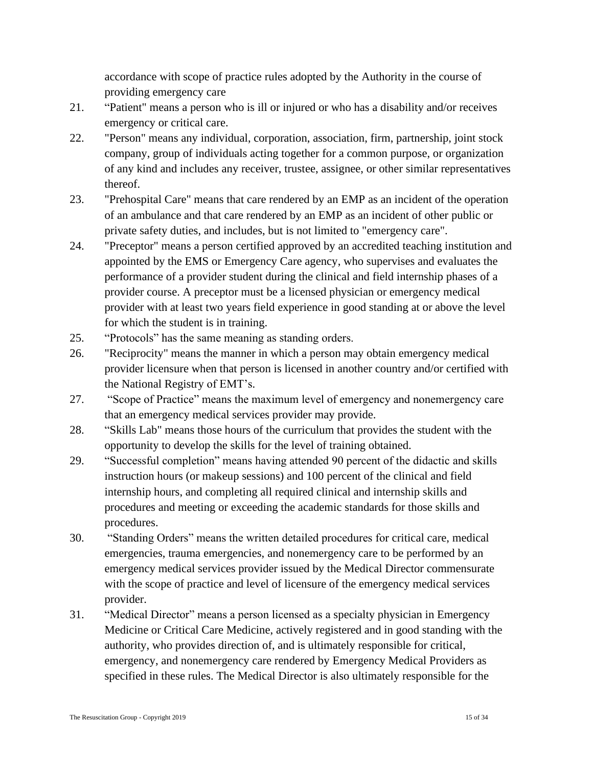accordance with scope of practice rules adopted by the Authority in the course of providing emergency care

21. "Patient" means a person who is ill or injured or who has a disability and/or receives emergency or critical care.
22. "Person" means any individual, corporation, association, firm, partnership, joint stock company, group of individuals acting together for a common purpose, or organization of any kind and includes any receiver, trustee, assignee, or other similar representatives thereof.
23. "Prehospital Care" means that care rendered by an EMP as an incident of the operation of an ambulance and that care rendered by an EMP as an incident of other public or private safety duties, and includes, but is not limited to "emergency care".
24. "Preceptor" means a person certified approved by an accredited teaching institution and appointed by the EMS or Emergency Care agency, who supervises and evaluates the performance of a provider student during the clinical and field internship phases of a provider course. A preceptor must be a licensed physician or emergency medical provider with at least two years field experience in good standing at or above the level for which the student is in training.
25. "Protocols" has the same meaning as standing orders.
26. "Reciprocity" means the manner in which a person may obtain emergency medical provider licensure when that person is licensed in another country and/or certified with the National Registry of EMT's.
27. "Scope of Practice" means the maximum level of emergency and nonemergency care that an emergency medical services provider may provide.
28. "Skills Lab" means those hours of the curriculum that provides the student with the opportunity to develop the skills for the level of training obtained.
29. "Successful completion" means having attended 90 percent of the didactic and skills instruction hours (or makeup sessions) and 100 percent of the clinical and field internship hours, and completing all required clinical and internship skills and procedures and meeting or exceeding the academic standards for those skills and procedures.
30. "Standing Orders" means the written detailed procedures for critical care, medical emergencies, trauma emergencies, and nonemergency care to be performed by an emergency medical services provider issued by the Medical Director commensurate with the scope of practice and level of licensure of the emergency medical services provider.
31. "Medical Director" means a person licensed as a specialty physician in Emergency Medicine or Critical Care Medicine, actively registered and in good standing with the authority, who provides direction of, and is ultimately responsible for critical, emergency, and nonemergency care rendered by Emergency Medical Providers as specified in these rules. The Medical Director is also ultimately responsible for the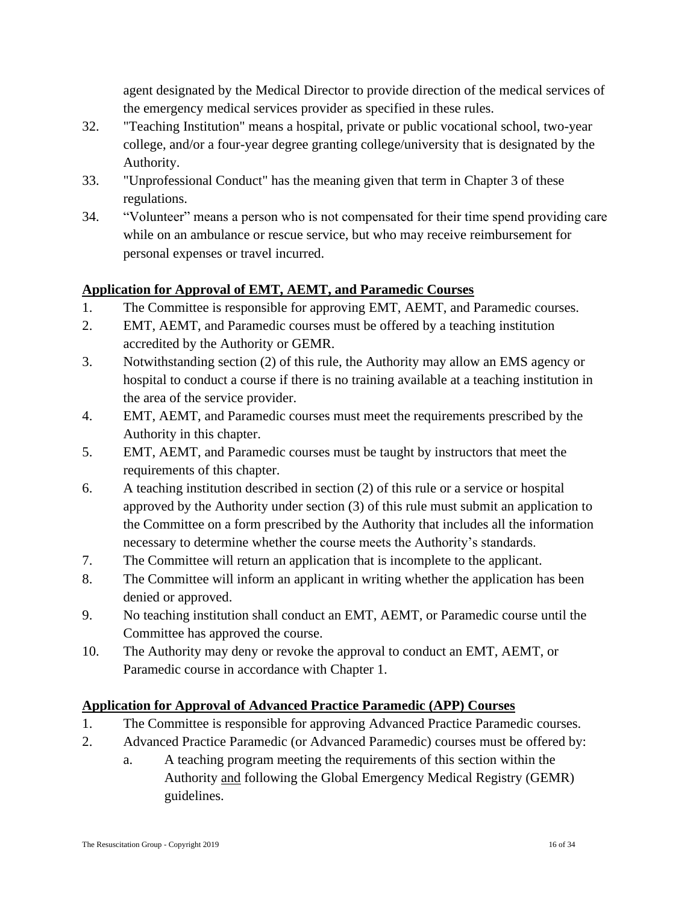agent designated by the Medical Director to provide direction of the medical services of the emergency medical services provider as specified in these rules.

32. "Teaching Institution" means a hospital, private or public vocational school, two-year college, and/or a four-year degree granting college/university that is designated by the Authority.
33. "Unprofessional Conduct" has the meaning given that term in Chapter 3 of these regulations.
34. "Volunteer" means a person who is not compensated for their time spend providing care while on an ambulance or rescue service, but who may receive reimbursement for personal expenses or travel incurred.

## Application for Approval of EMT, AEMT, and Paramedic Courses

1. The Committee is responsible for approving EMT, AEMT, and Paramedic courses.
2. EMT, AEMT, and Paramedic courses must be offered by a teaching institution accredited by the Authority or GEMR.
3. Notwithstanding section (2) of this rule, the Authority may allow an EMS agency or hospital to conduct a course if there is no training available at a teaching institution in the area of the service provider.
4. EMT, AEMT, and Paramedic courses must meet the requirements prescribed by the Authority in this chapter.
5. EMT, AEMT, and Paramedic courses must be taught by instructors that meet the requirements of this chapter.
6. A teaching institution described in section (2) of this rule or a service or hospital approved by the Authority under section (3) of this rule must submit an application to the Committee on a form prescribed by the Authority that includes all the information necessary to determine whether the course meets the Authority's standards.
7. The Committee will return an application that is incomplete to the applicant.
8. The Committee will inform an applicant in writing whether the application has been denied or approved.
9. No teaching institution shall conduct an EMT, AEMT, or Paramedic course until the Committee has approved the course.
10. The Authority may deny or revoke the approval to conduct an EMT, AEMT, or Paramedic course in accordance with Chapter 1.

## Application for Approval of Advanced Practice Paramedic (APP) Courses

1. The Committee is responsible for approving Advanced Practice Paramedic courses.
2. Advanced Practice Paramedic (or Advanced Paramedic) courses must be offered by:
   a. A teaching program meeting the requirements of this section within the Authority <u>and</u> following the Global Emergency Medical Registry (GEMR) guidelines.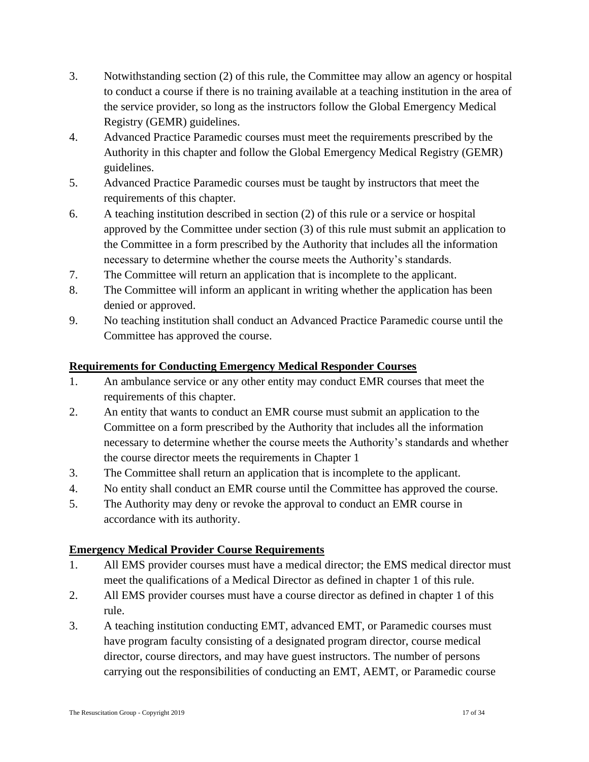3. Notwithstanding section (2) of this rule, the Committee may allow an agency or hospital to conduct a course if there is no training available at a teaching institution in the area of the service provider, so long as the instructors follow the Global Emergency Medical Registry (GEMR) guidelines.
4. Advanced Practice Paramedic courses must meet the requirements prescribed by the Authority in this chapter and follow the Global Emergency Medical Registry (GEMR) guidelines.
5. Advanced Practice Paramedic courses must be taught by instructors that meet the requirements of this chapter.
6. A teaching institution described in section (2) of this rule or a service or hospital approved by the Committee under section (3) of this rule must submit an application to the Committee in a form prescribed by the Authority that includes all the information necessary to determine whether the course meets the Authority's standards.
7. The Committee will return an application that is incomplete to the applicant.
8. The Committee will inform an applicant in writing whether the application has been denied or approved.
9. No teaching institution shall conduct an Advanced Practice Paramedic course until the Committee has approved the course.

**Requirements for Conducting Emergency Medical Responder Courses**

1. An ambulance service or any other entity may conduct EMR courses that meet the requirements of this chapter.
2. An entity that wants to conduct an EMR course must submit an application to the Committee on a form prescribed by the Authority that includes all the information necessary to determine whether the course meets the Authority's standards and whether the course director meets the requirements in Chapter 1
3. The Committee shall return an application that is incomplete to the applicant.
4. No entity shall conduct an EMR course until the Committee has approved the course.
5. The Authority may deny or revoke the approval to conduct an EMR course in accordance with its authority.

**Emergency Medical Provider Course Requirements**

1. All EMS provider courses must have a medical director; the EMS medical director must meet the qualifications of a Medical Director as defined in chapter 1 of this rule.
2. All EMS provider courses must have a course director as defined in chapter 1 of this rule.
3. A teaching institution conducting EMT, advanced EMT, or Paramedic courses must have program faculty consisting of a designated program director, course medical director, course directors, and may have guest instructors. The number of persons carrying out the responsibilities of conducting an EMT, AEMT, or Paramedic course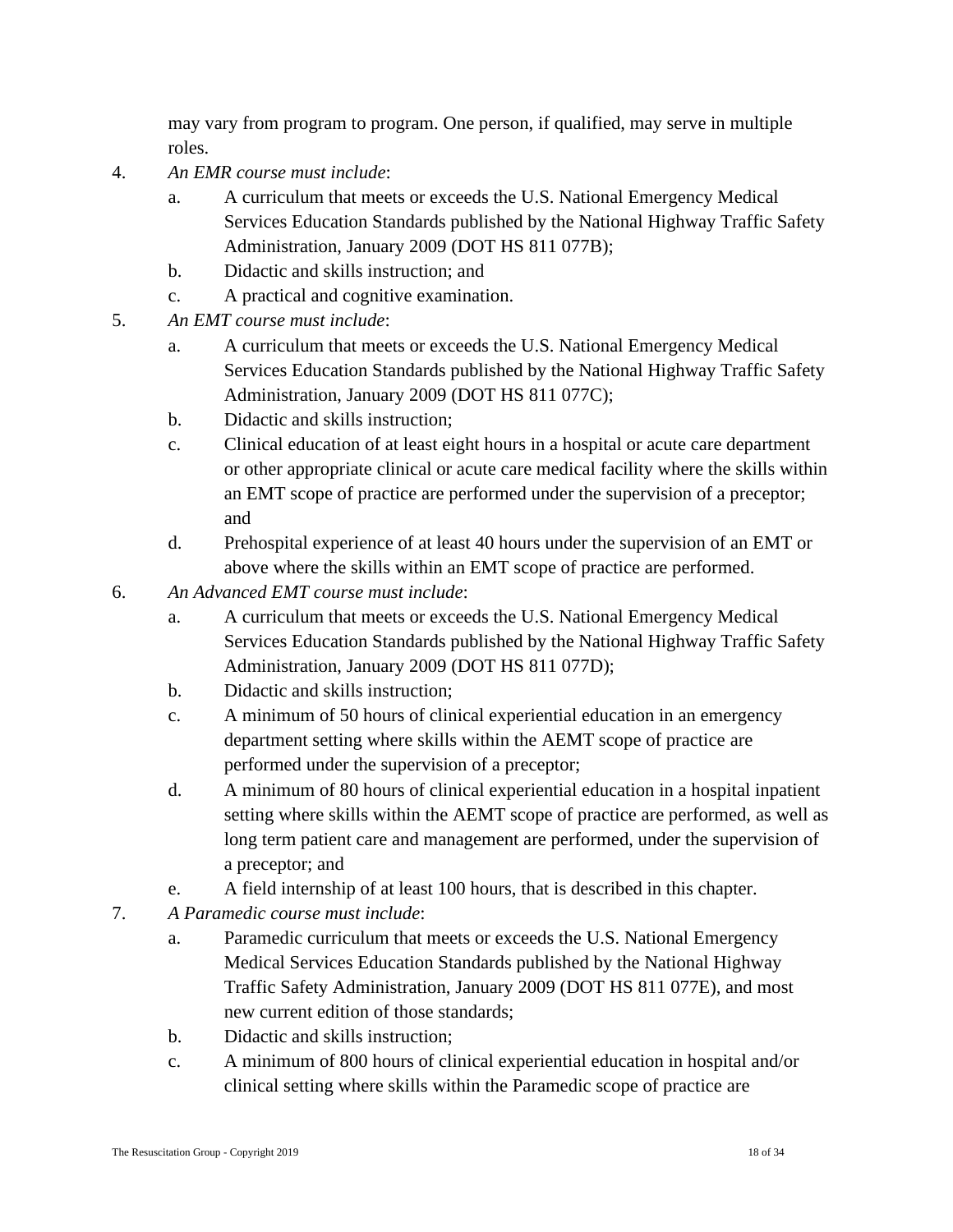may vary from program to program. One person, if qualified, may serve in multiple roles.

4. *An EMR course must include*:
   a. A curriculum that meets or exceeds the U.S. National Emergency Medical Services Education Standards published by the National Highway Traffic Safety Administration, January 2009 (DOT HS 811 077B);
   b. Didactic and skills instruction; and
   c. A practical and cognitive examination.
5. *An EMT course must include*:
   a. A curriculum that meets or exceeds the U.S. National Emergency Medical Services Education Standards published by the National Highway Traffic Safety Administration, January 2009 (DOT HS 811 077C);
   b. Didactic and skills instruction;
   c. Clinical education of at least eight hours in a hospital or acute care department or other appropriate clinical or acute care medical facility where the skills within an EMT scope of practice are performed under the supervision of a preceptor; and
   d. Prehospital experience of at least 40 hours under the supervision of an EMT or above where the skills within an EMT scope of practice are performed.
6. *An Advanced EMT course must include*:
   a. A curriculum that meets or exceeds the U.S. National Emergency Medical Services Education Standards published by the National Highway Traffic Safety Administration, January 2009 (DOT HS 811 077D);
   b. Didactic and skills instruction;
   c. A minimum of 50 hours of clinical experiential education in an emergency department setting where skills within the AEMT scope of practice are performed under the supervision of a preceptor;
   d. A minimum of 80 hours of clinical experiential education in a hospital inpatient setting where skills within the AEMT scope of practice are performed, as well as long term patient care and management are performed, under the supervision of a preceptor; and
   e. A field internship of at least 100 hours, that is described in this chapter.
7. *A Paramedic course must include*:
   a. Paramedic curriculum that meets or exceeds the U.S. National Emergency Medical Services Education Standards published by the National Highway Traffic Safety Administration, January 2009 (DOT HS 811 077E), and most new current edition of those standards;
   b. Didactic and skills instruction;
   c. A minimum of 800 hours of clinical experiential education in hospital and/or clinical setting where skills within the Paramedic scope of practice are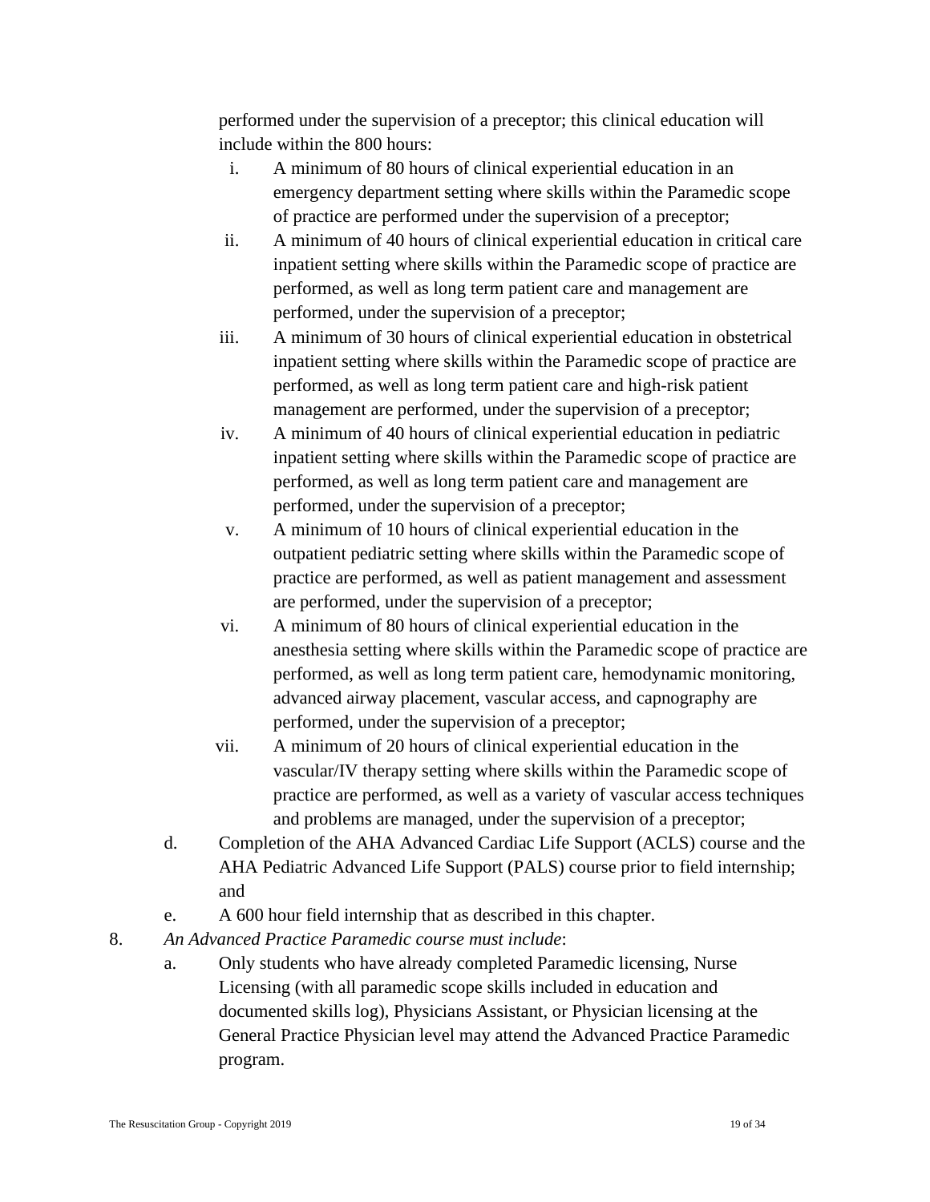performed under the supervision of a preceptor; this clinical education will include within the 800 hours:

   i. A minimum of 80 hours of clinical experiential education in an emergency department setting where skills within the Paramedic scope of practice are performed under the supervision of a preceptor;
   ii. A minimum of 40 hours of clinical experiential education in critical care inpatient setting where skills within the Paramedic scope of practice are performed, as well as long term patient care and management are performed, under the supervision of a preceptor;
   iii. A minimum of 30 hours of clinical experiential education in obstetrical inpatient setting where skills within the Paramedic scope of practice are performed, as well as long term patient care and high-risk patient management are performed, under the supervision of a preceptor;
   iv. A minimum of 40 hours of clinical experiential education in pediatric inpatient setting where skills within the Paramedic scope of practice are performed, as well as long term patient care and management are performed, under the supervision of a preceptor;
   v. A minimum of 10 hours of clinical experiential education in the outpatient pediatric setting where skills within the Paramedic scope of practice are performed, as well as patient management and assessment are performed, under the supervision of a preceptor;
   vi. A minimum of 80 hours of clinical experiential education in the anesthesia setting where skills within the Paramedic scope of practice are performed, as well as long term patient care, hemodynamic monitoring, advanced airway placement, vascular access, and capnography are performed, under the supervision of a preceptor;
   vii. A minimum of 20 hours of clinical experiential education in the vascular/IV therapy setting where skills within the Paramedic scope of practice are performed, as well as a variety of vascular access techniques and problems are managed, under the supervision of a preceptor;

d. Completion of the AHA Advanced Cardiac Life Support (ACLS) course and the AHA Pediatric Advanced Life Support (PALS) course prior to field internship; and

e. A 600 hour field internship that as described in this chapter.

8. *An Advanced Practice Paramedic course must include*:

   a. Only students who have already completed Paramedic licensing, Nurse Licensing (with all paramedic scope skills included in education and documented skills log), Physicians Assistant, or Physician licensing at the General Practice Physician level may attend the Advanced Practice Paramedic program.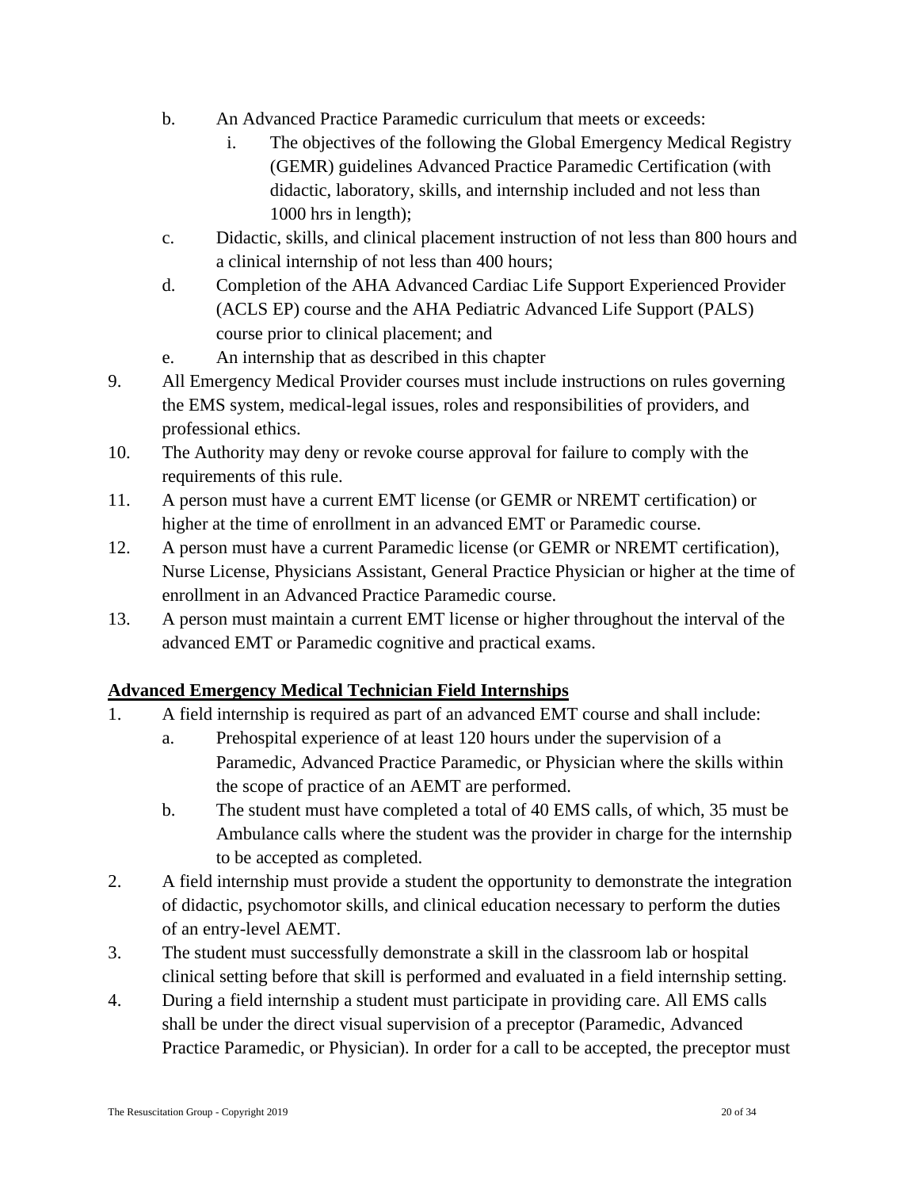b. An Advanced Practice Paramedic curriculum that meets or exceeds:
      i. The objectives of the following the Global Emergency Medical Registry (GEMR) guidelines Advanced Practice Paramedic Certification (with didactic, laboratory, skills, and internship included and not less than 1000 hrs in length);
   c. Didactic, skills, and clinical placement instruction of not less than 800 hours and a clinical internship of not less than 400 hours;
   d. Completion of the AHA Advanced Cardiac Life Support Experienced Provider (ACLS EP) course and the AHA Pediatric Advanced Life Support (PALS) course prior to clinical placement; and
   e. An internship that as described in this chapter

9. All Emergency Medical Provider courses must include instructions on rules governing the EMS system, medical-legal issues, roles and responsibilities of providers, and professional ethics.
10. The Authority may deny or revoke course approval for failure to comply with the requirements of this rule.
11. A person must have a current EMT license (or GEMR or NREMT certification) or higher at the time of enrollment in an advanced EMT or Paramedic course.
12. A person must have a current Paramedic license (or GEMR or NREMT certification), Nurse License, Physicians Assistant, General Practice Physician or higher at the time of enrollment in an Advanced Practice Paramedic course.
13. A person must maintain a current EMT license or higher throughout the interval of the advanced EMT or Paramedic cognitive and practical exams.

**Advanced Emergency Medical Technician Field Internships**

1. A field internship is required as part of an advanced EMT course and shall include:
   a. Prehospital experience of at least 120 hours under the supervision of a Paramedic, Advanced Practice Paramedic, or Physician where the skills within the scope of practice of an AEMT are performed.
   b. The student must have completed a total of 40 EMS calls, of which, 35 must be Ambulance calls where the student was the provider in charge for the internship to be accepted as completed.
2. A field internship must provide a student the opportunity to demonstrate the integration of didactic, psychomotor skills, and clinical education necessary to perform the duties of an entry-level AEMT.
3. The student must successfully demonstrate a skill in the classroom lab or hospital clinical setting before that skill is performed and evaluated in a field internship setting.
4. During a field internship a student must participate in providing care. All EMS calls shall be under the direct visual supervision of a preceptor (Paramedic, Advanced Practice Paramedic, or Physician). In order for a call to be accepted, the preceptor must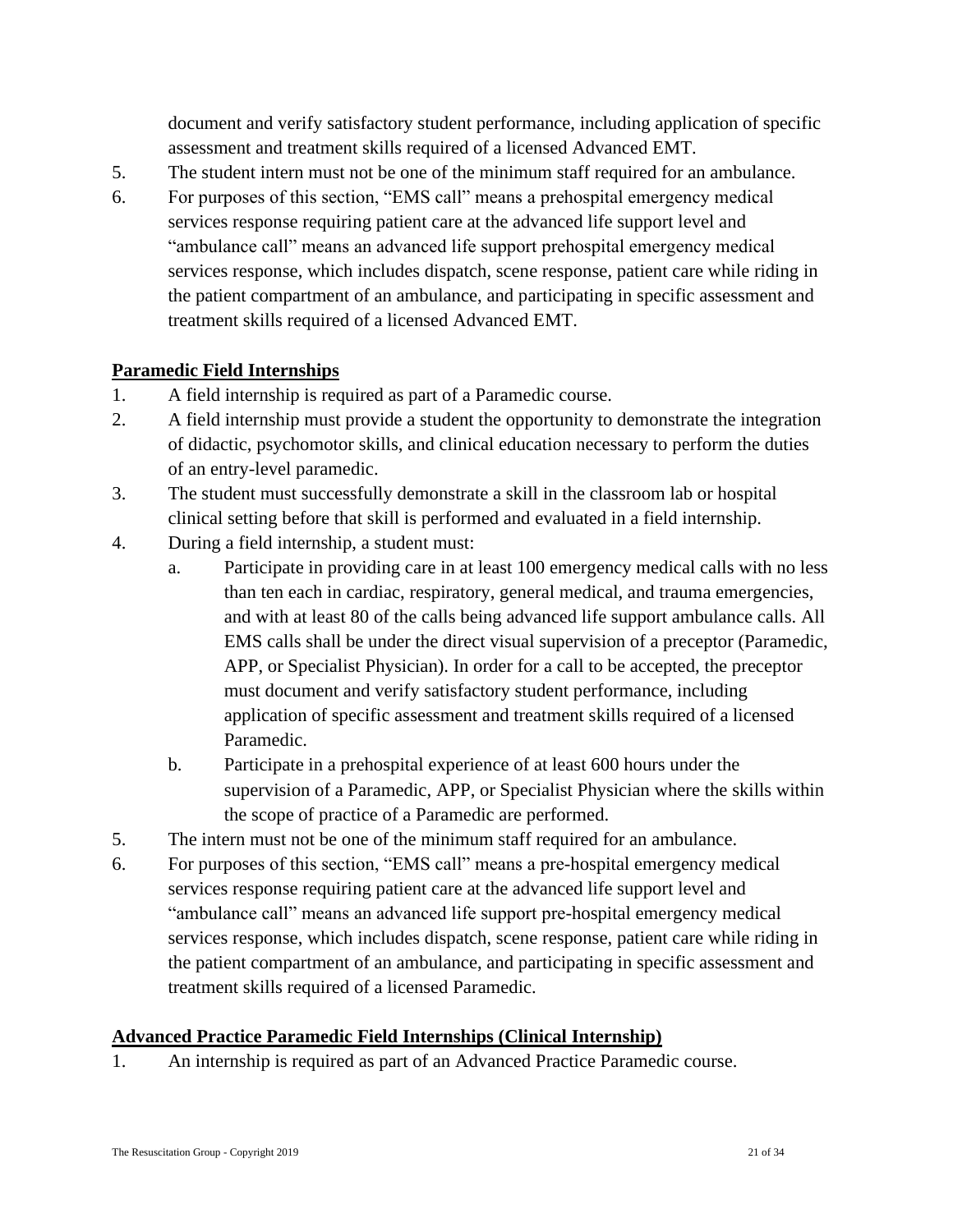document and verify satisfactory student performance, including application of specific assessment and treatment skills required of a licensed Advanced EMT.

5. The student intern must not be one of the minimum staff required for an ambulance.
6. For purposes of this section, "EMS call" means a prehospital emergency medical services response requiring patient care at the advanced life support level and "ambulance call" means an advanced life support prehospital emergency medical services response, which includes dispatch, scene response, patient care while riding in the patient compartment of an ambulance, and participating in specific assessment and treatment skills required of a licensed Advanced EMT.

**Paramedic Field Internships**

1. A field internship is required as part of a Paramedic course.
2. A field internship must provide a student the opportunity to demonstrate the integration of didactic, psychomotor skills, and clinical education necessary to perform the duties of an entry-level paramedic.
3. The student must successfully demonstrate a skill in the classroom lab or hospital clinical setting before that skill is performed and evaluated in a field internship.
4. During a field internship, a student must:
   a. Participate in providing care in at least 100 emergency medical calls with no less than ten each in cardiac, respiratory, general medical, and trauma emergencies, and with at least 80 of the calls being advanced life support ambulance calls. All EMS calls shall be under the direct visual supervision of a preceptor (Paramedic, APP, or Specialist Physician). In order for a call to be accepted, the preceptor must document and verify satisfactory student performance, including application of specific assessment and treatment skills required of a licensed Paramedic.
   b. Participate in a prehospital experience of at least 600 hours under the supervision of a Paramedic, APP, or Specialist Physician where the skills within the scope of practice of a Paramedic are performed.
5. The intern must not be one of the minimum staff required for an ambulance.
6. For purposes of this section, "EMS call" means a pre-hospital emergency medical services response requiring patient care at the advanced life support level and "ambulance call" means an advanced life support pre-hospital emergency medical services response, which includes dispatch, scene response, patient care while riding in the patient compartment of an ambulance, and participating in specific assessment and treatment skills required of a licensed Paramedic.

**Advanced Practice Paramedic Field Internships (Clinical Internship)**

1. An internship is required as part of an Advanced Practice Paramedic course.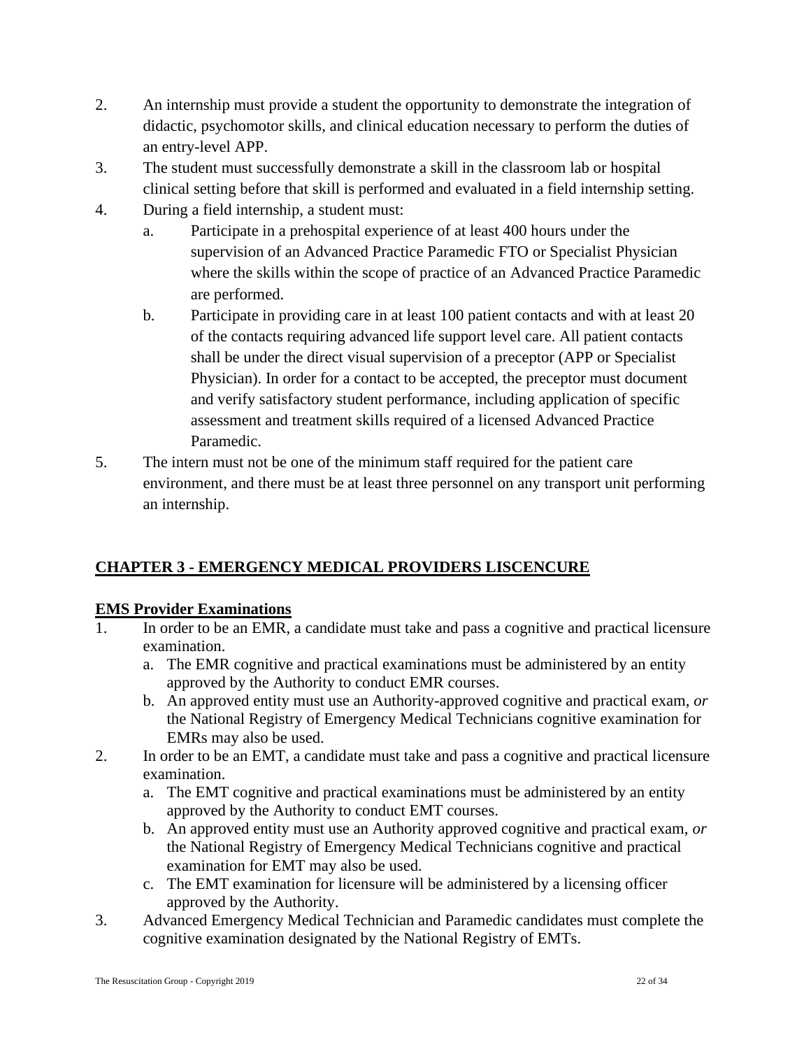2. An internship must provide a student the opportunity to demonstrate the integration of didactic, psychomotor skills, and clinical education necessary to perform the duties of an entry-level APP.
3. The student must successfully demonstrate a skill in the classroom lab or hospital clinical setting before that skill is performed and evaluated in a field internship setting.
4. During a field internship, a student must:
   a. Participate in a prehospital experience of at least 400 hours under the supervision of an Advanced Practice Paramedic FTO or Specialist Physician where the skills within the scope of practice of an Advanced Practice Paramedic are performed.
   b. Participate in providing care in at least 100 patient contacts and with at least 20 of the contacts requiring advanced life support level care. All patient contacts shall be under the direct visual supervision of a preceptor (APP or Specialist Physician). In order for a contact to be accepted, the preceptor must document and verify satisfactory student performance, including application of specific assessment and treatment skills required of a licensed Advanced Practice Paramedic.
5. The intern must not be one of the minimum staff required for the patient care environment, and there must be at least three personnel on any transport unit performing an internship.

## CHAPTER 3 - EMERGENCY MEDICAL PROVIDERS LISCENCURE

### EMS Provider Examinations

1. In order to be an EMR, a candidate must take and pass a cognitive and practical licensure examination.
   a. The EMR cognitive and practical examinations must be administered by an entity approved by the Authority to conduct EMR courses.
   b. An approved entity must use an Authority-approved cognitive and practical exam, *or* the National Registry of Emergency Medical Technicians cognitive examination for EMRs may also be used.
2. In order to be an EMT, a candidate must take and pass a cognitive and practical licensure examination.
   a. The EMT cognitive and practical examinations must be administered by an entity approved by the Authority to conduct EMT courses.
   b. An approved entity must use an Authority approved cognitive and practical exam, *or* the National Registry of Emergency Medical Technicians cognitive and practical examination for EMT may also be used.
   c. The EMT examination for licensure will be administered by a licensing officer approved by the Authority.
3. Advanced Emergency Medical Technician and Paramedic candidates must complete the cognitive examination designated by the National Registry of EMTs.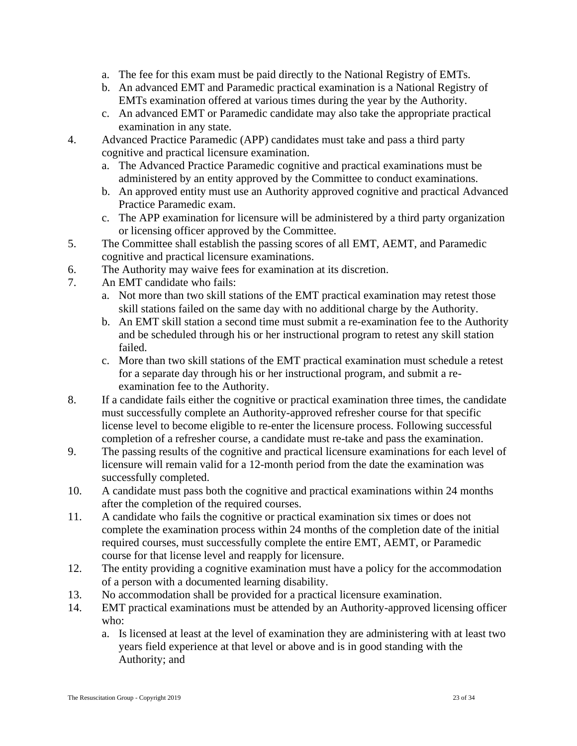a. The fee for this exam must be paid directly to the National Registry of EMTs.
   b. An advanced EMT and Paramedic practical examination is a National Registry of EMTs examination offered at various times during the year by the Authority.
   c. An advanced EMT or Paramedic candidate may also take the appropriate practical examination in any state.

4. Advanced Practice Paramedic (APP) candidates must take and pass a third party cognitive and practical licensure examination.
   a. The Advanced Practice Paramedic cognitive and practical examinations must be administered by an entity approved by the Committee to conduct examinations.
   b. An approved entity must use an Authority approved cognitive and practical Advanced Practice Paramedic exam.
   c. The APP examination for licensure will be administered by a third party organization or licensing officer approved by the Committee.
5. The Committee shall establish the passing scores of all EMT, AEMT, and Paramedic cognitive and practical licensure examinations.
6. The Authority may waive fees for examination at its discretion.
7. An EMT candidate who fails:
   a. Not more than two skill stations of the EMT practical examination may retest those skill stations failed on the same day with no additional charge by the Authority.
   b. An EMT skill station a second time must submit a re-examination fee to the Authority and be scheduled through his or her instructional program to retest any skill station failed.
   c. More than two skill stations of the EMT practical examination must schedule a retest for a separate day through his or her instructional program, and submit a re-examination fee to the Authority.
8. If a candidate fails either the cognitive or practical examination three times, the candidate must successfully complete an Authority-approved refresher course for that specific license level to become eligible to re-enter the licensure process. Following successful completion of a refresher course, a candidate must re-take and pass the examination.
9. The passing results of the cognitive and practical licensure examinations for each level of licensure will remain valid for a 12-month period from the date the examination was successfully completed.
10. A candidate must pass both the cognitive and practical examinations within 24 months after the completion of the required courses.
11. A candidate who fails the cognitive or practical examination six times or does not complete the examination process within 24 months of the completion date of the initial required courses, must successfully complete the entire EMT, AEMT, or Paramedic course for that license level and reapply for licensure.
12. The entity providing a cognitive examination must have a policy for the accommodation of a person with a documented learning disability.
13. No accommodation shall be provided for a practical licensure examination.
14. EMT practical examinations must be attended by an Authority-approved licensing officer who:
   a. Is licensed at least at the level of examination they are administering with at least two years field experience at that level or above and is in good standing with the Authority; and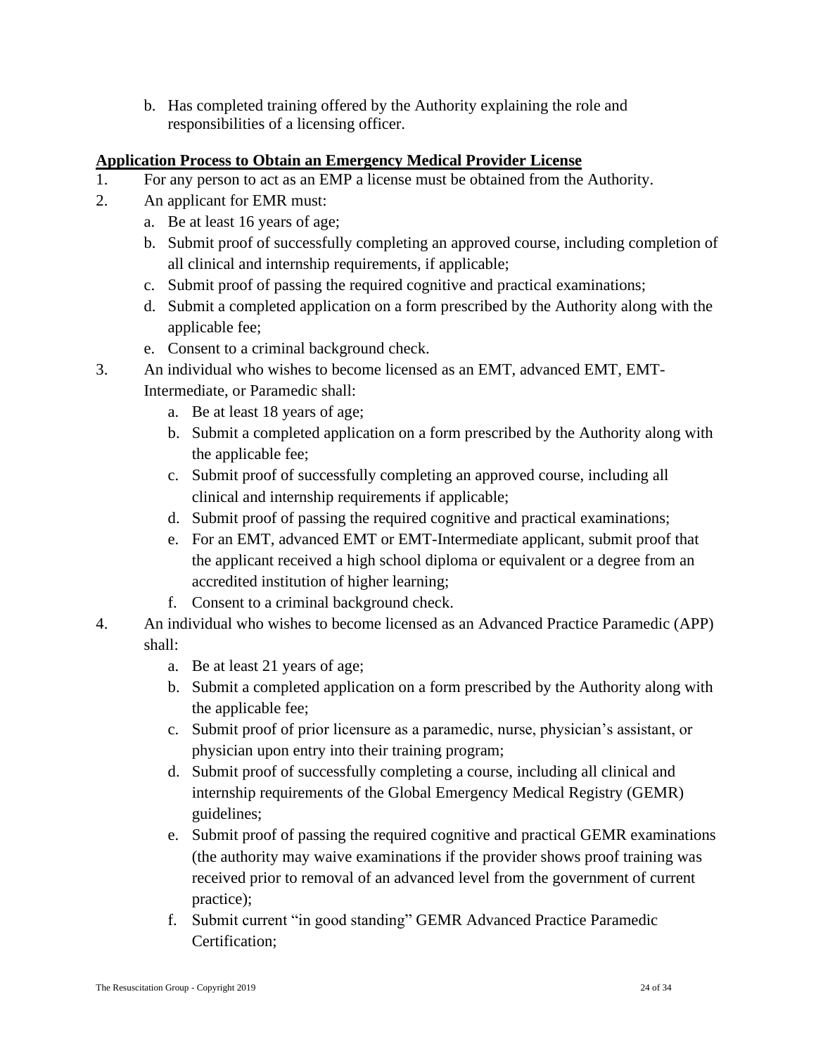b. Has completed training offered by the Authority explaining the role and responsibilities of a licensing officer.

**Application Process to Obtain an Emergency Medical Provider License**

1. For any person to act as an EMP a license must be obtained from the Authority.
2. An applicant for EMR must:
   a. Be at least 16 years of age;
   b. Submit proof of successfully completing an approved course, including completion of all clinical and internship requirements, if applicable;
   c. Submit proof of passing the required cognitive and practical examinations;
   d. Submit a completed application on a form prescribed by the Authority along with the applicable fee;
   e. Consent to a criminal background check.
3. An individual who wishes to become licensed as an EMT, advanced EMT, EMT-Intermediate, or Paramedic shall:
   a. Be at least 18 years of age;
   b. Submit a completed application on a form prescribed by the Authority along with the applicable fee;
   c. Submit proof of successfully completing an approved course, including all clinical and internship requirements if applicable;
   d. Submit proof of passing the required cognitive and practical examinations;
   e. For an EMT, advanced EMT or EMT-Intermediate applicant, submit proof that the applicant received a high school diploma or equivalent or a degree from an accredited institution of higher learning;
   f. Consent to a criminal background check.
4. An individual who wishes to become licensed as an Advanced Practice Paramedic (APP) shall:
   a. Be at least 21 years of age;
   b. Submit a completed application on a form prescribed by the Authority along with the applicable fee;
   c. Submit proof of prior licensure as a paramedic, nurse, physician's assistant, or physician upon entry into their training program;
   d. Submit proof of successfully completing a course, including all clinical and internship requirements of the Global Emergency Medical Registry (GEMR) guidelines;
   e. Submit proof of passing the required cognitive and practical GEMR examinations (the authority may waive examinations if the provider shows proof training was received prior to removal of an advanced level from the government of current practice);
   f. Submit current "in good standing" GEMR Advanced Practice Paramedic Certification;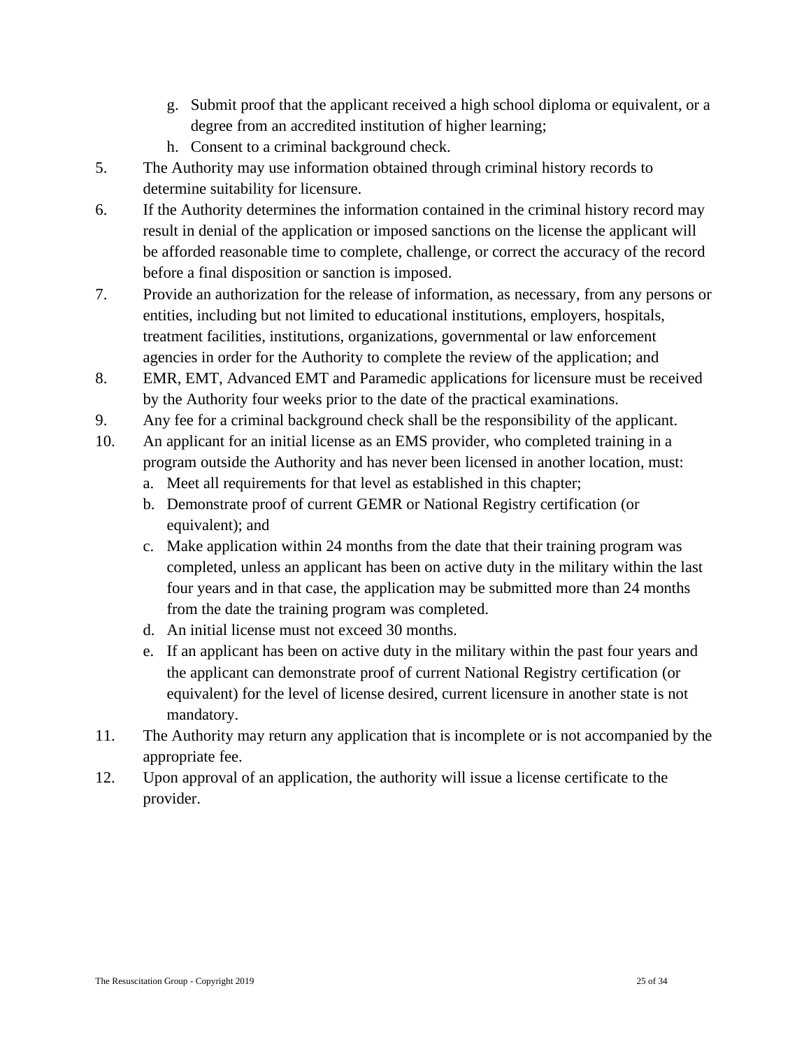g. Submit proof that the applicant received a high school diploma or equivalent, or a degree from an accredited institution of higher learning;
   h. Consent to a criminal background check.

5. The Authority may use information obtained through criminal history records to determine suitability for licensure.
6. If the Authority determines the information contained in the criminal history record may result in denial of the application or imposed sanctions on the license the applicant will be afforded reasonable time to complete, challenge, or correct the accuracy of the record before a final disposition or sanction is imposed.
7. Provide an authorization for the release of information, as necessary, from any persons or entities, including but not limited to educational institutions, employers, hospitals, treatment facilities, institutions, organizations, governmental or law enforcement agencies in order for the Authority to complete the review of the application; and
8. EMR, EMT, Advanced EMT and Paramedic applications for licensure must be received by the Authority four weeks prior to the date of the practical examinations.
9. Any fee for a criminal background check shall be the responsibility of the applicant.
10. An applicant for an initial license as an EMS provider, who completed training in a program outside the Authority and has never been licensed in another location, must:
    a. Meet all requirements for that level as established in this chapter;
    b. Demonstrate proof of current GEMR or National Registry certification (or equivalent); and
    c. Make application within 24 months from the date that their training program was completed, unless an applicant has been on active duty in the military within the last four years and in that case, the application may be submitted more than 24 months from the date the training program was completed.
    d. An initial license must not exceed 30 months.
    e. If an applicant has been on active duty in the military within the past four years and the applicant can demonstrate proof of current National Registry certification (or equivalent) for the level of license desired, current licensure in another state is not mandatory.
11. The Authority may return any application that is incomplete or is not accompanied by the appropriate fee.
12. Upon approval of an application, the authority will issue a license certificate to the provider.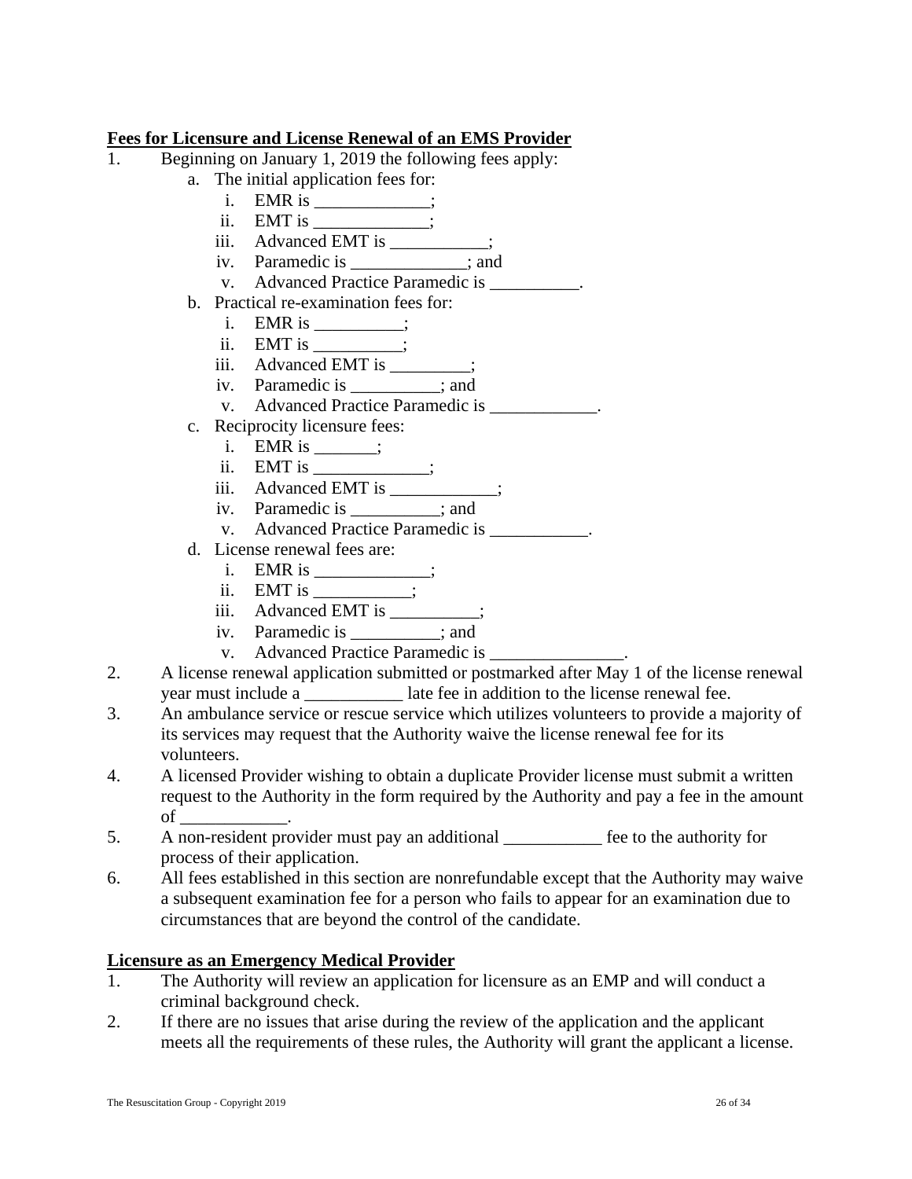**Fees for Licensure and License Renewal of an EMS Provider**

1. Beginning on January 1, 2019 the following fees apply:
   a. The initial application fees for:
      i. EMR is _____________;
      ii. EMT is _____________;
      iii. Advanced EMT is ___________;
      iv. Paramedic is _____________; and
      v. Advanced Practice Paramedic is __________.
   b. Practical re-examination fees for:
      i. EMR is __________;
      ii. EMT is __________;
      iii. Advanced EMT is _________;
      iv. Paramedic is __________; and
      v. Advanced Practice Paramedic is ____________.
   c. Reciprocity licensure fees:
      i. EMR is _______;
      ii. EMT is _____________;
      iii. Advanced EMT is ____________;
      iv. Paramedic is __________; and
      v. Advanced Practice Paramedic is ___________.
   d. License renewal fees are:
      i. EMR is _____________;
      ii. EMT is ___________;
      iii. Advanced EMT is __________;
      iv. Paramedic is __________; and
      v. Advanced Practice Paramedic is _______________.
2. A license renewal application submitted or postmarked after May 1 of the license renewal year must include a ___________ late fee in addition to the license renewal fee.
3. An ambulance service or rescue service which utilizes volunteers to provide a majority of its services may request that the Authority waive the license renewal fee for its volunteers.
4. A licensed Provider wishing to obtain a duplicate Provider license must submit a written request to the Authority in the form required by the Authority and pay a fee in the amount of ____________.
5. A non-resident provider must pay an additional ___________ fee to the authority for process of their application.
6. All fees established in this section are nonrefundable except that the Authority may waive a subsequent examination fee for a person who fails to appear for an examination due to circumstances that are beyond the control of the candidate.

**Licensure as an Emergency Medical Provider**

1. The Authority will review an application for licensure as an EMP and will conduct a criminal background check.
2. If there are no issues that arise during the review of the application and the applicant meets all the requirements of these rules, the Authority will grant the applicant a license.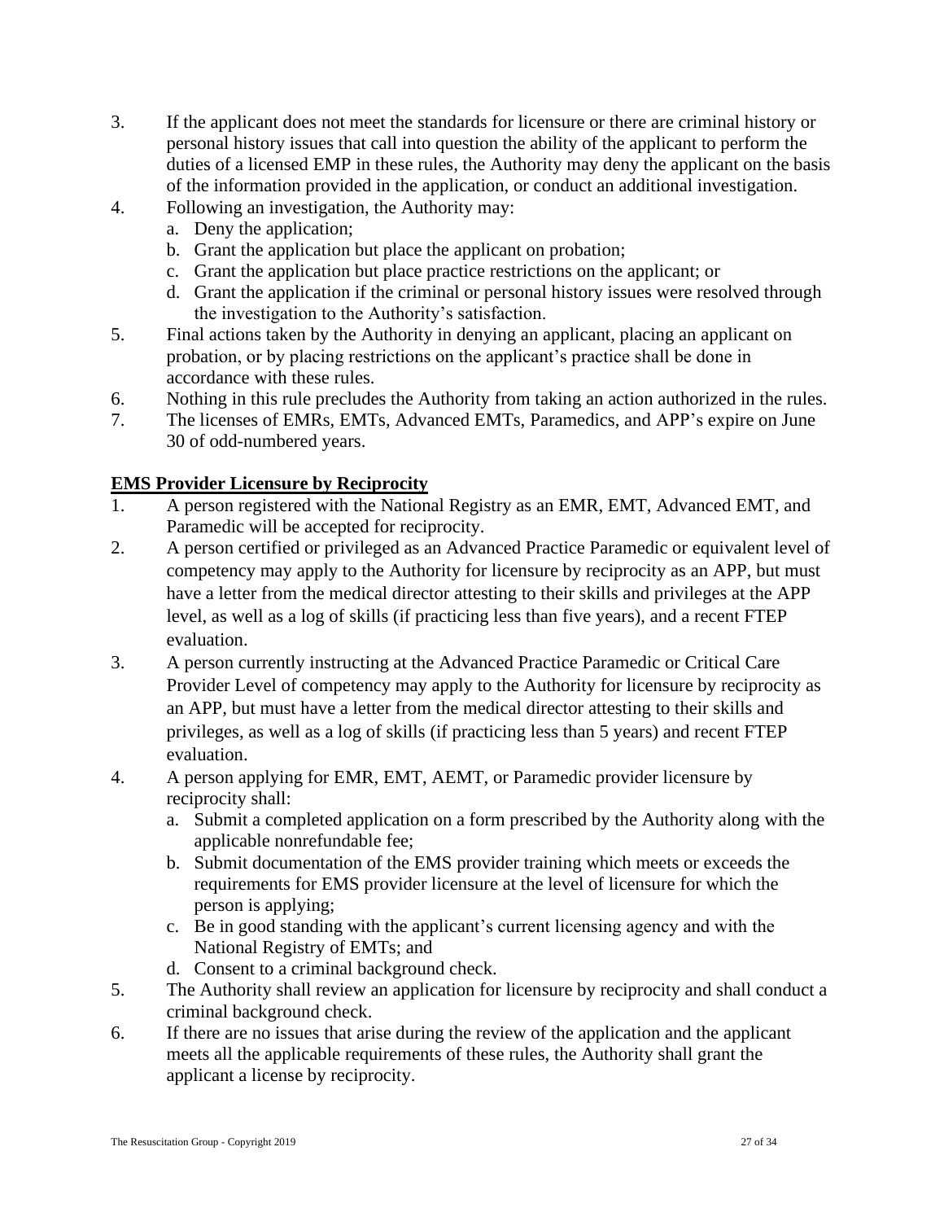3. If the applicant does not meet the standards for licensure or there are criminal history or personal history issues that call into question the ability of the applicant to perform the duties of a licensed EMP in these rules, the Authority may deny the applicant on the basis of the information provided in the application, or conduct an additional investigation.
4. Following an investigation, the Authority may:
   a. Deny the application;
   b. Grant the application but place the applicant on probation;
   c. Grant the application but place practice restrictions on the applicant; or
   d. Grant the application if the criminal or personal history issues were resolved through the investigation to the Authority's satisfaction.
5. Final actions taken by the Authority in denying an applicant, placing an applicant on probation, or by placing restrictions on the applicant's practice shall be done in accordance with these rules.
6. Nothing in this rule precludes the Authority from taking an action authorized in the rules.
7. The licenses of EMRs, EMTs, Advanced EMTs, Paramedics, and APP's expire on June 30 of odd-numbered years.

**EMS Provider Licensure by Reciprocity**

1. A person registered with the National Registry as an EMR, EMT, Advanced EMT, and Paramedic will be accepted for reciprocity.
2. A person certified or privileged as an Advanced Practice Paramedic or equivalent level of competency may apply to the Authority for licensure by reciprocity as an APP, but must have a letter from the medical director attesting to their skills and privileges at the APP level, as well as a log of skills (if practicing less than five years), and a recent FTEP evaluation.
3. A person currently instructing at the Advanced Practice Paramedic or Critical Care Provider Level of competency may apply to the Authority for licensure by reciprocity as an APP, but must have a letter from the medical director attesting to their skills and privileges, as well as a log of skills (if practicing less than 5 years) and recent FTEP evaluation.
4. A person applying for EMR, EMT, AEMT, or Paramedic provider licensure by reciprocity shall:
   a. Submit a completed application on a form prescribed by the Authority along with the applicable nonrefundable fee;
   b. Submit documentation of the EMS provider training which meets or exceeds the requirements for EMS provider licensure at the level of licensure for which the person is applying;
   c. Be in good standing with the applicant's current licensing agency and with the National Registry of EMTs; and
   d. Consent to a criminal background check.
5. The Authority shall review an application for licensure by reciprocity and shall conduct a criminal background check.
6. If there are no issues that arise during the review of the application and the applicant meets all the applicable requirements of these rules, the Authority shall grant the applicant a license by reciprocity.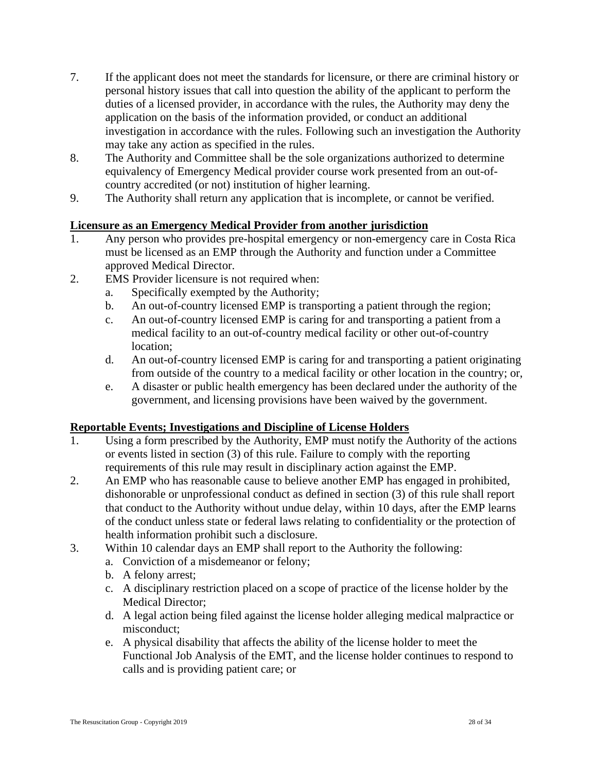7. If the applicant does not meet the standards for licensure, or there are criminal history or personal history issues that call into question the ability of the applicant to perform the duties of a licensed provider, in accordance with the rules, the Authority may deny the application on the basis of the information provided, or conduct an additional investigation in accordance with the rules. Following such an investigation the Authority may take any action as specified in the rules.
8. The Authority and Committee shall be the sole organizations authorized to determine equivalency of Emergency Medical provider course work presented from an out-of-country accredited (or not) institution of higher learning.
9. The Authority shall return any application that is incomplete, or cannot be verified.

**Licensure as an Emergency Medical Provider from another jurisdiction**

1. Any person who provides pre-hospital emergency or non-emergency care in Costa Rica must be licensed as an EMP through the Authority and function under a Committee approved Medical Director.
2. EMS Provider licensure is not required when:
   a. Specifically exempted by the Authority;
   b. An out-of-country licensed EMP is transporting a patient through the region;
   c. An out-of-country licensed EMP is caring for and transporting a patient from a medical facility to an out-of-country medical facility or other out-of-country location;
   d. An out-of-country licensed EMP is caring for and transporting a patient originating from outside of the country to a medical facility or other location in the country; or,
   e. A disaster or public health emergency has been declared under the authority of the government, and licensing provisions have been waived by the government.

**Reportable Events; Investigations and Discipline of License Holders**

1. Using a form prescribed by the Authority, EMP must notify the Authority of the actions or events listed in section (3) of this rule. Failure to comply with the reporting requirements of this rule may result in disciplinary action against the EMP.
2. An EMP who has reasonable cause to believe another EMP has engaged in prohibited, dishonorable or unprofessional conduct as defined in section (3) of this rule shall report that conduct to the Authority without undue delay, within 10 days, after the EMP learns of the conduct unless state or federal laws relating to confidentiality or the protection of health information prohibit such a disclosure.
3. Within 10 calendar days an EMP shall report to the Authority the following:
   a. Conviction of a misdemeanor or felony;
   b. A felony arrest;
   c. A disciplinary restriction placed on a scope of practice of the license holder by the Medical Director;
   d. A legal action being filed against the license holder alleging medical malpractice or misconduct;
   e. A physical disability that affects the ability of the license holder to meet the Functional Job Analysis of the EMT, and the license holder continues to respond to calls and is providing patient care; or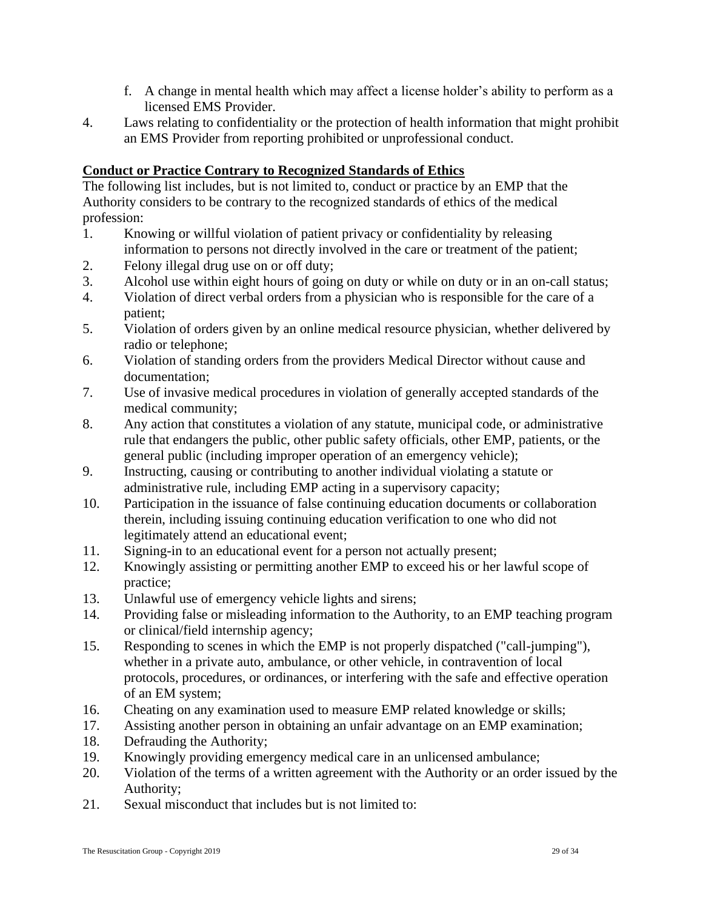f. A change in mental health which may affect a license holder's ability to perform as a licensed EMS Provider.

4. Laws relating to confidentiality or the protection of health information that might prohibit an EMS Provider from reporting prohibited or unprofessional conduct.

**Conduct or Practice Contrary to Recognized Standards of Ethics**

The following list includes, but is not limited to, conduct or practice by an EMP that the Authority considers to be contrary to the recognized standards of ethics of the medical profession:

1. Knowing or willful violation of patient privacy or confidentiality by releasing information to persons not directly involved in the care or treatment of the patient;
2. Felony illegal drug use on or off duty;
3. Alcohol use within eight hours of going on duty or while on duty or in an on-call status;
4. Violation of direct verbal orders from a physician who is responsible for the care of a patient;
5. Violation of orders given by an online medical resource physician, whether delivered by radio or telephone;
6. Violation of standing orders from the providers Medical Director without cause and documentation;
7. Use of invasive medical procedures in violation of generally accepted standards of the medical community;
8. Any action that constitutes a violation of any statute, municipal code, or administrative rule that endangers the public, other public safety officials, other EMP, patients, or the general public (including improper operation of an emergency vehicle);
9. Instructing, causing or contributing to another individual violating a statute or administrative rule, including EMP acting in a supervisory capacity;
10. Participation in the issuance of false continuing education documents or collaboration therein, including issuing continuing education verification to one who did not legitimately attend an educational event;
11. Signing-in to an educational event for a person not actually present;
12. Knowingly assisting or permitting another EMP to exceed his or her lawful scope of practice;
13. Unlawful use of emergency vehicle lights and sirens;
14. Providing false or misleading information to the Authority, to an EMP teaching program or clinical/field internship agency;
15. Responding to scenes in which the EMP is not properly dispatched ("call-jumping"), whether in a private auto, ambulance, or other vehicle, in contravention of local protocols, procedures, or ordinances, or interfering with the safe and effective operation of an EM system;
16. Cheating on any examination used to measure EMP related knowledge or skills;
17. Assisting another person in obtaining an unfair advantage on an EMP examination;
18. Defrauding the Authority;
19. Knowingly providing emergency medical care in an unlicensed ambulance;
20. Violation of the terms of a written agreement with the Authority or an order issued by the Authority;
21. Sexual misconduct that includes but is not limited to: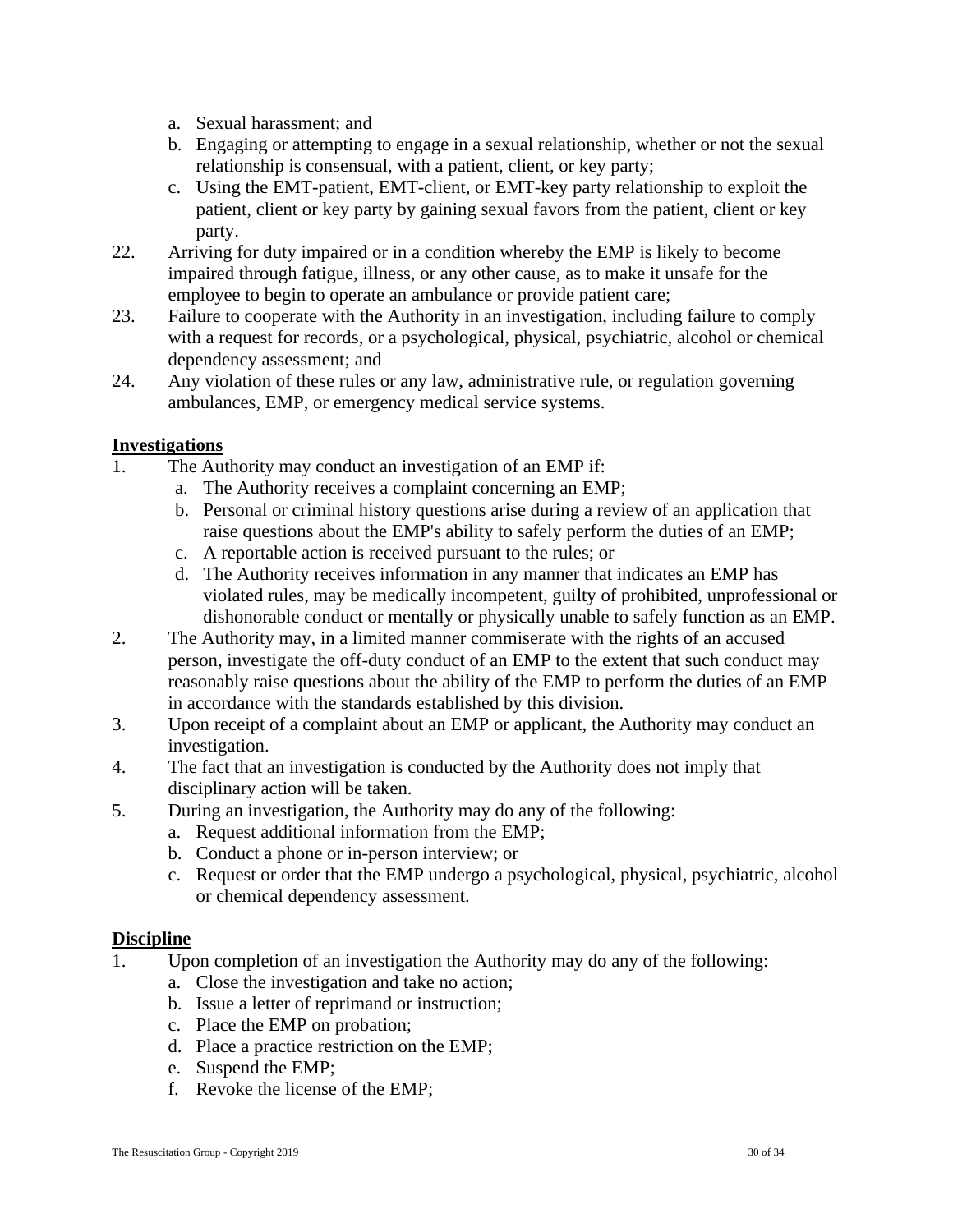a. Sexual harassment; and
b. Engaging or attempting to engage in a sexual relationship, whether or not the sexual relationship is consensual, with a patient, client, or key party;
c. Using the EMT-patient, EMT-client, or EMT-key party relationship to exploit the patient, client or key party by gaining sexual favors from the patient, client or key party.

22. Arriving for duty impaired or in a condition whereby the EMP is likely to become impaired through fatigue, illness, or any other cause, as to make it unsafe for the employee to begin to operate an ambulance or provide patient care;
23. Failure to cooperate with the Authority in an investigation, including failure to comply with a request for records, or a psychological, physical, psychiatric, alcohol or chemical dependency assessment; and
24. Any violation of these rules or any law, administrative rule, or regulation governing ambulances, EMP, or emergency medical service systems.

**Investigations**

1. The Authority may conduct an investigation of an EMP if:
   a. The Authority receives a complaint concerning an EMP;
   b. Personal or criminal history questions arise during a review of an application that raise questions about the EMP's ability to safely perform the duties of an EMP;
   c. A reportable action is received pursuant to the rules; or
   d. The Authority receives information in any manner that indicates an EMP has violated rules, may be medically incompetent, guilty of prohibited, unprofessional or dishonorable conduct or mentally or physically unable to safely function as an EMP.
2. The Authority may, in a limited manner commiserate with the rights of an accused person, investigate the off-duty conduct of an EMP to the extent that such conduct may reasonably raise questions about the ability of the EMP to perform the duties of an EMP in accordance with the standards established by this division.
3. Upon receipt of a complaint about an EMP or applicant, the Authority may conduct an investigation.
4. The fact that an investigation is conducted by the Authority does not imply that disciplinary action will be taken.
5. During an investigation, the Authority may do any of the following:
   a. Request additional information from the EMP;
   b. Conduct a phone or in-person interview; or
   c. Request or order that the EMP undergo a psychological, physical, psychiatric, alcohol or chemical dependency assessment.

**Discipline**

1. Upon completion of an investigation the Authority may do any of the following:
   a. Close the investigation and take no action;
   b. Issue a letter of reprimand or instruction;
   c. Place the EMP on probation;
   d. Place a practice restriction on the EMP;
   e. Suspend the EMP;
   f. Revoke the license of the EMP;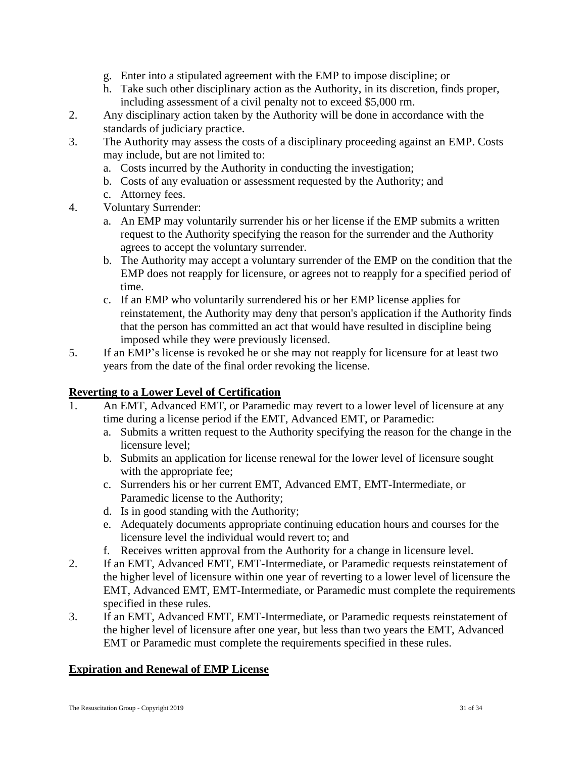g. Enter into a stipulated agreement with the EMP to impose discipline; or
   h. Take such other disciplinary action as the Authority, in its discretion, finds proper, including assessment of a civil penalty not to exceed $5,000 rm.

2. Any disciplinary action taken by the Authority will be done in accordance with the standards of judiciary practice.
3. The Authority may assess the costs of a disciplinary proceeding against an EMP. Costs may include, but are not limited to:
   a. Costs incurred by the Authority in conducting the investigation;
   b. Costs of any evaluation or assessment requested by the Authority; and
   c. Attorney fees.
4. Voluntary Surrender:
   a. An EMP may voluntarily surrender his or her license if the EMP submits a written request to the Authority specifying the reason for the surrender and the Authority agrees to accept the voluntary surrender.
   b. The Authority may accept a voluntary surrender of the EMP on the condition that the EMP does not reapply for licensure, or agrees not to reapply for a specified period of time.
   c. If an EMP who voluntarily surrendered his or her EMP license applies for reinstatement, the Authority may deny that person's application if the Authority finds that the person has committed an act that would have resulted in discipline being imposed while they were previously licensed.
5. If an EMP's license is revoked he or she may not reapply for licensure for at least two years from the date of the final order revoking the license.

## **Reverting to a Lower Level of Certification**

1. An EMT, Advanced EMT, or Paramedic may revert to a lower level of licensure at any time during a license period if the EMT, Advanced EMT, or Paramedic:
   a. Submits a written request to the Authority specifying the reason for the change in the licensure level;
   b. Submits an application for license renewal for the lower level of licensure sought with the appropriate fee;
   c. Surrenders his or her current EMT, Advanced EMT, EMT-Intermediate, or Paramedic license to the Authority;
   d. Is in good standing with the Authority;
   e. Adequately documents appropriate continuing education hours and courses for the licensure level the individual would revert to; and
   f. Receives written approval from the Authority for a change in licensure level.
2. If an EMT, Advanced EMT, EMT-Intermediate, or Paramedic requests reinstatement of the higher level of licensure within one year of reverting to a lower level of licensure the EMT, Advanced EMT, EMT-Intermediate, or Paramedic must complete the requirements specified in these rules.
3. If an EMT, Advanced EMT, EMT-Intermediate, or Paramedic requests reinstatement of the higher level of licensure after one year, but less than two years the EMT, Advanced EMT or Paramedic must complete the requirements specified in these rules.

## **Expiration and Renewal of EMP License**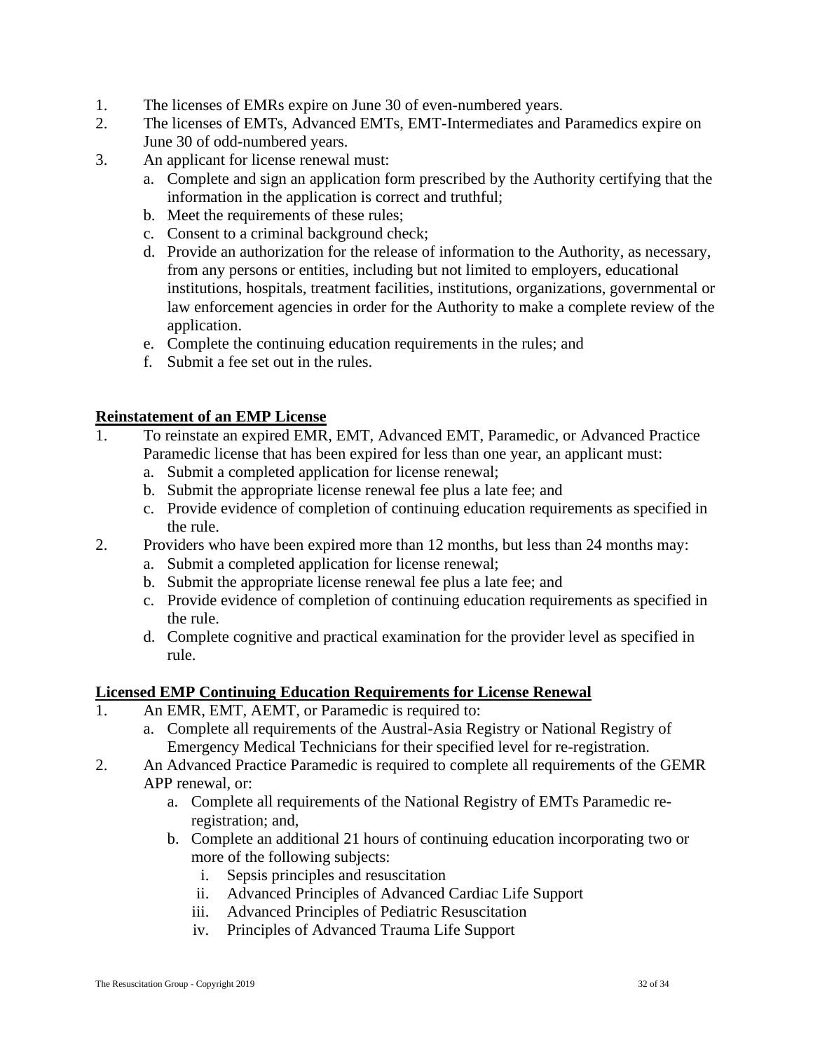1. The licenses of EMRs expire on June 30 of even-numbered years.
2. The licenses of EMTs, Advanced EMTs, EMT-Intermediates and Paramedics expire on June 30 of odd-numbered years.
3. An applicant for license renewal must:
   a. Complete and sign an application form prescribed by the Authority certifying that the information in the application is correct and truthful;
   b. Meet the requirements of these rules;
   c. Consent to a criminal background check;
   d. Provide an authorization for the release of information to the Authority, as necessary, from any persons or entities, including but not limited to employers, educational institutions, hospitals, treatment facilities, institutions, organizations, governmental or law enforcement agencies in order for the Authority to make a complete review of the application.
   e. Complete the continuing education requirements in the rules; and
   f. Submit a fee set out in the rules.

**<u>Reinstatement of an EMP License</u>**

1. To reinstate an expired EMR, EMT, Advanced EMT, Paramedic, or Advanced Practice Paramedic license that has been expired for less than one year, an applicant must:
   a. Submit a completed application for license renewal;
   b. Submit the appropriate license renewal fee plus a late fee; and
   c. Provide evidence of completion of continuing education requirements as specified in the rule.
2. Providers who have been expired more than 12 months, but less than 24 months may:
   a. Submit a completed application for license renewal;
   b. Submit the appropriate license renewal fee plus a late fee; and
   c. Provide evidence of completion of continuing education requirements as specified in the rule.
   d. Complete cognitive and practical examination for the provider level as specified in rule.

**<u>Licensed EMP Continuing Education Requirements for License Renewal</u>**

1. An EMR, EMT, AEMT, or Paramedic is required to:
   a. Complete all requirements of the Austral-Asia Registry or National Registry of Emergency Medical Technicians for their specified level for re-registration.
2. An Advanced Practice Paramedic is required to complete all requirements of the GEMR APP renewal, or:
   a. Complete all requirements of the National Registry of EMTs Paramedic re-registration; and,
   b. Complete an additional 21 hours of continuing education incorporating two or more of the following subjects:
      i. Sepsis principles and resuscitation
      ii. Advanced Principles of Advanced Cardiac Life Support
      iii. Advanced Principles of Pediatric Resuscitation
      iv. Principles of Advanced Trauma Life Support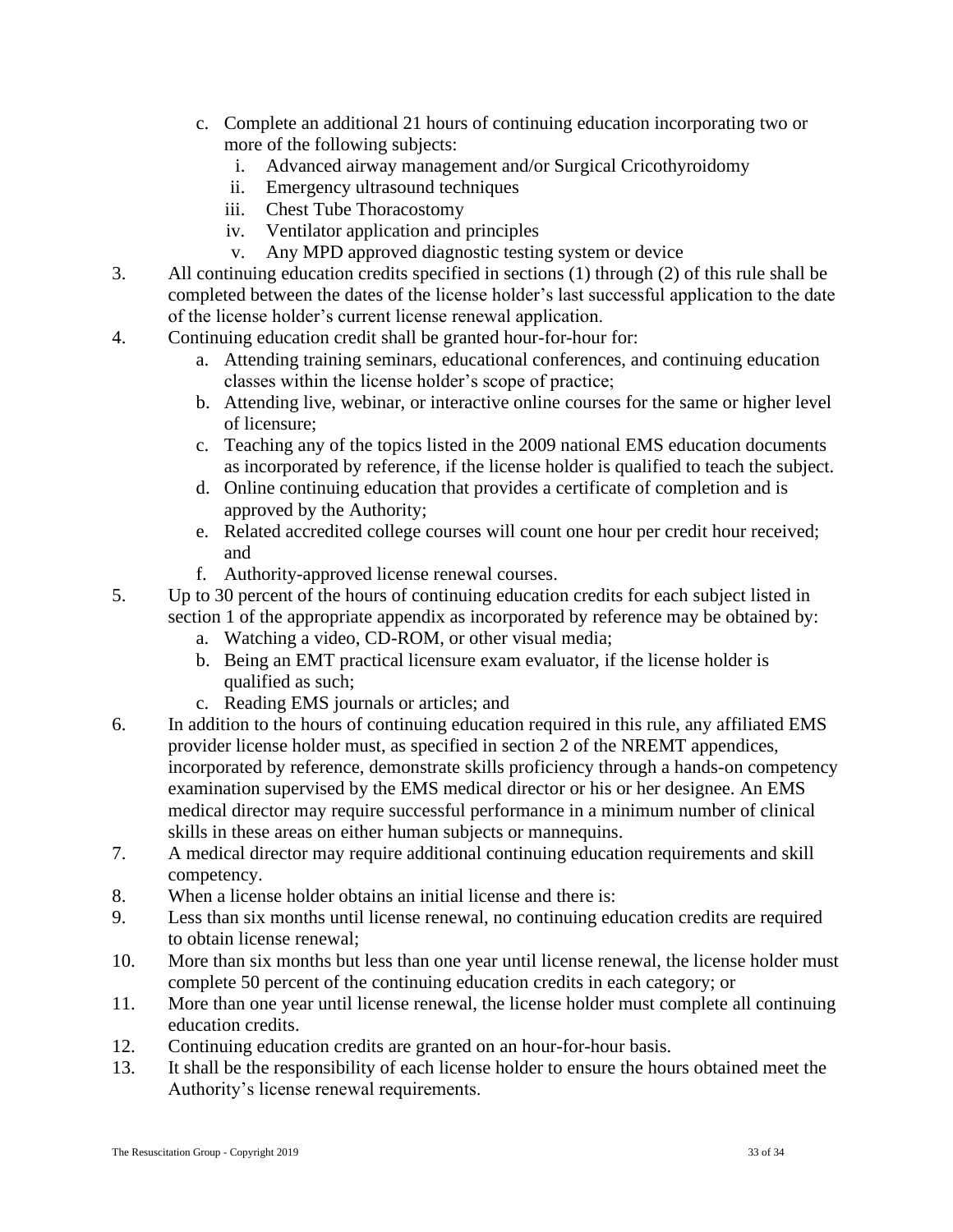c. Complete an additional 21 hours of continuing education incorporating two or more of the following subjects:
    i. Advanced airway management and/or Surgical Cricothyroidomy
    ii. Emergency ultrasound techniques
    iii. Chest Tube Thoracostomy
    iv. Ventilator application and principles
    v. Any MPD approved diagnostic testing system or device

3. All continuing education credits specified in sections (1) through (2) of this rule shall be completed between the dates of the license holder's last successful application to the date of the license holder's current license renewal application.
4. Continuing education credit shall be granted hour-for-hour for:
    a. Attending training seminars, educational conferences, and continuing education classes within the license holder's scope of practice;
    b. Attending live, webinar, or interactive online courses for the same or higher level of licensure;
    c. Teaching any of the topics listed in the 2009 national EMS education documents as incorporated by reference, if the license holder is qualified to teach the subject.
    d. Online continuing education that provides a certificate of completion and is approved by the Authority;
    e. Related accredited college courses will count one hour per credit hour received; and
    f. Authority-approved license renewal courses.
5. Up to 30 percent of the hours of continuing education credits for each subject listed in section 1 of the appropriate appendix as incorporated by reference may be obtained by:
    a. Watching a video, CD-ROM, or other visual media;
    b. Being an EMT practical licensure exam evaluator, if the license holder is qualified as such;
    c. Reading EMS journals or articles; and
6. In addition to the hours of continuing education required in this rule, any affiliated EMS provider license holder must, as specified in section 2 of the NREMT appendices, incorporated by reference, demonstrate skills proficiency through a hands-on competency examination supervised by the EMS medical director or his or her designee. An EMS medical director may require successful performance in a minimum number of clinical skills in these areas on either human subjects or mannequins.
7. A medical director may require additional continuing education requirements and skill competency.
8. When a license holder obtains an initial license and there is:
9. Less than six months until license renewal, no continuing education credits are required to obtain license renewal;
10. More than six months but less than one year until license renewal, the license holder must complete 50 percent of the continuing education credits in each category; or
11. More than one year until license renewal, the license holder must complete all continuing education credits.
12. Continuing education credits are granted on an hour-for-hour basis.
13. It shall be the responsibility of each license holder to ensure the hours obtained meet the Authority's license renewal requirements.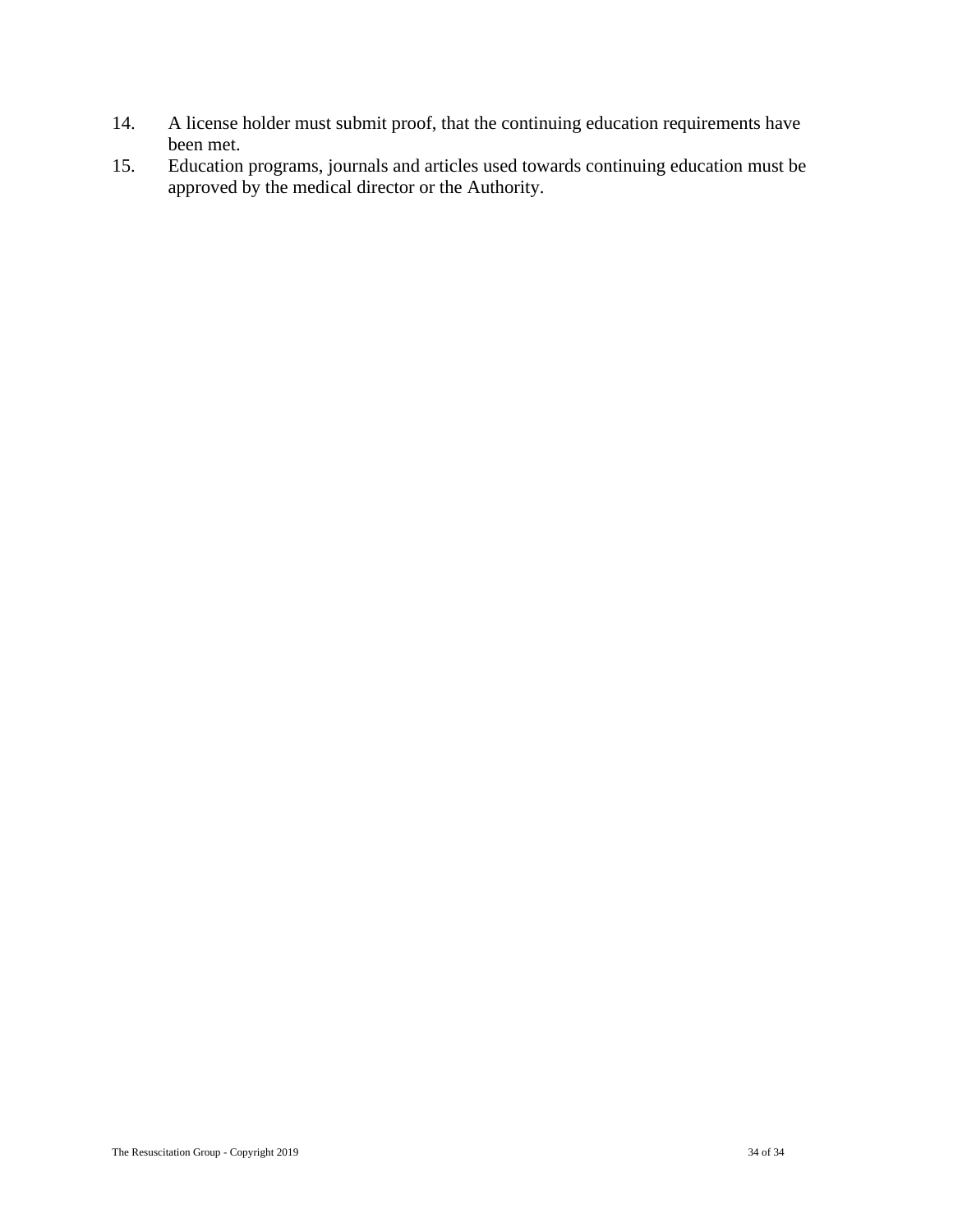14. A license holder must submit proof, that the continuing education requirements have been met.
15. Education programs, journals and articles used towards continuing education must be approved by the medical director or the Authority.